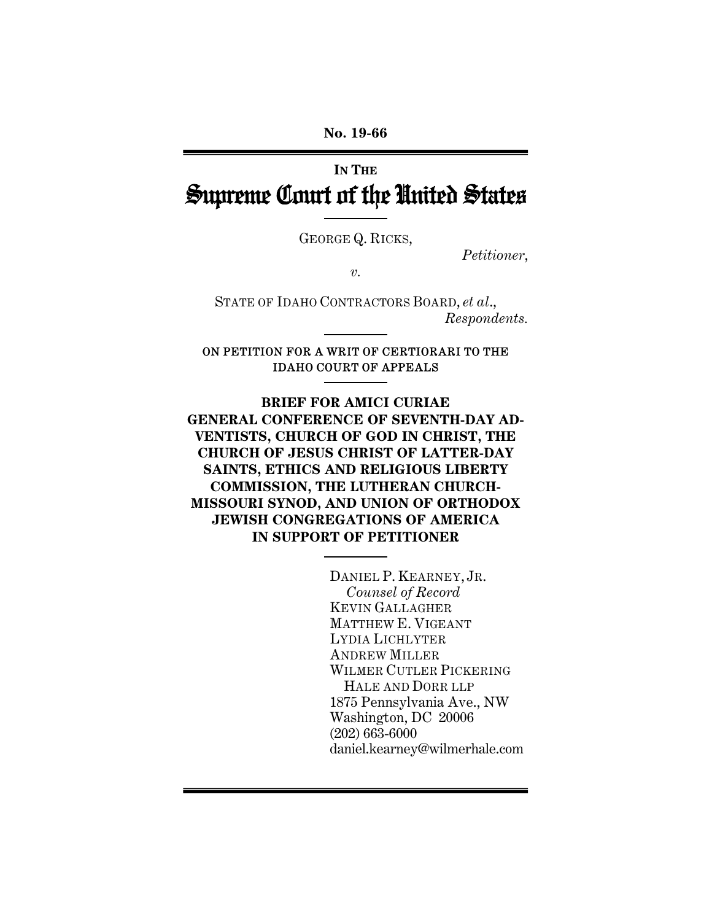**No. 19-66**

IN THE

# Supreme Court of the United States

GEORGE Q. RICKS,

*Petitioner*,

*v.*

STATE OF IDAHO CONTRACTORS BOARD, *et al.*,

*Respondents.*

ON PETITION FOR A WRIT OF CERTIORARI TO THE IDAHO COURT OF APPEALS

**BRIEF FOR AMICI CURIAE GENERAL CONFERENCE OF SEVENTH-DAY ADVENTISTS, CHURCH OF GOD IN CHRIST, THE CHURCH OF JESUS CHRIST OF LATTER-DAY SAINTS, ETHICS AND RELIGIOUS LIBERTY COMMISSION, THE LUTHERAN CHURCH-MISSOURI SYNOD, AND UNION OF ORTHODOX JEWISH CONGREGATIONS OF AMERICA IN SUPPORT OF PETITIONER**

DANIEL P. KEARNEY, JR.
*Counsel of Record*
KEVIN GALLAGHER
MATTHEW E. VIGEANT
LYDIA LICHLYTER
ANDREW MILLER
WILMER CUTLER PICKERING HALE AND DORR LLP
1875 Pennsylvania Ave., NW
Washington, DC 20006
(202) 663-6000
daniel.kearney@wilmerhale.com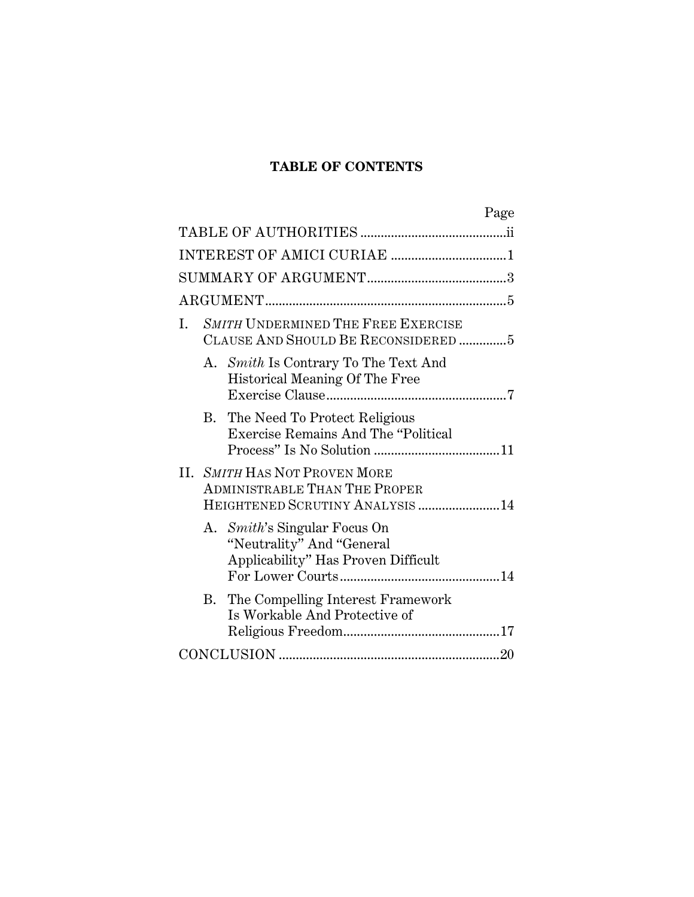# TABLE OF CONTENTS

| | Page |
|---|---|
| TABLE OF AUTHORITIES | ii |
| INTEREST OF AMICI CURIAE | 1 |
| SUMMARY OF ARGUMENT | 3 |
| ARGUMENT | 5 |
| I. *SMITH* UNDERMINED THE FREE EXERCISE CLAUSE AND SHOULD BE RECONSIDERED | 5 |
| A. *Smith* Is Contrary To The Text And Historical Meaning Of The Free Exercise Clause | 7 |
| B. The Need To Protect Religious Exercise Remains And The "Political Process" Is No Solution | 11 |
| II. *SMITH* HAS NOT PROVEN MORE ADMINISTRABLE THAN THE PROPER HEIGHTENED SCRUTINY ANALYSIS | 14 |
| A. *Smith*'s Singular Focus On "Neutrality" And "General Applicability" Has Proven Difficult For Lower Courts | 14 |
| B. The Compelling Interest Framework Is Workable And Protective of Religious Freedom | 17 |
| CONCLUSION | 20 |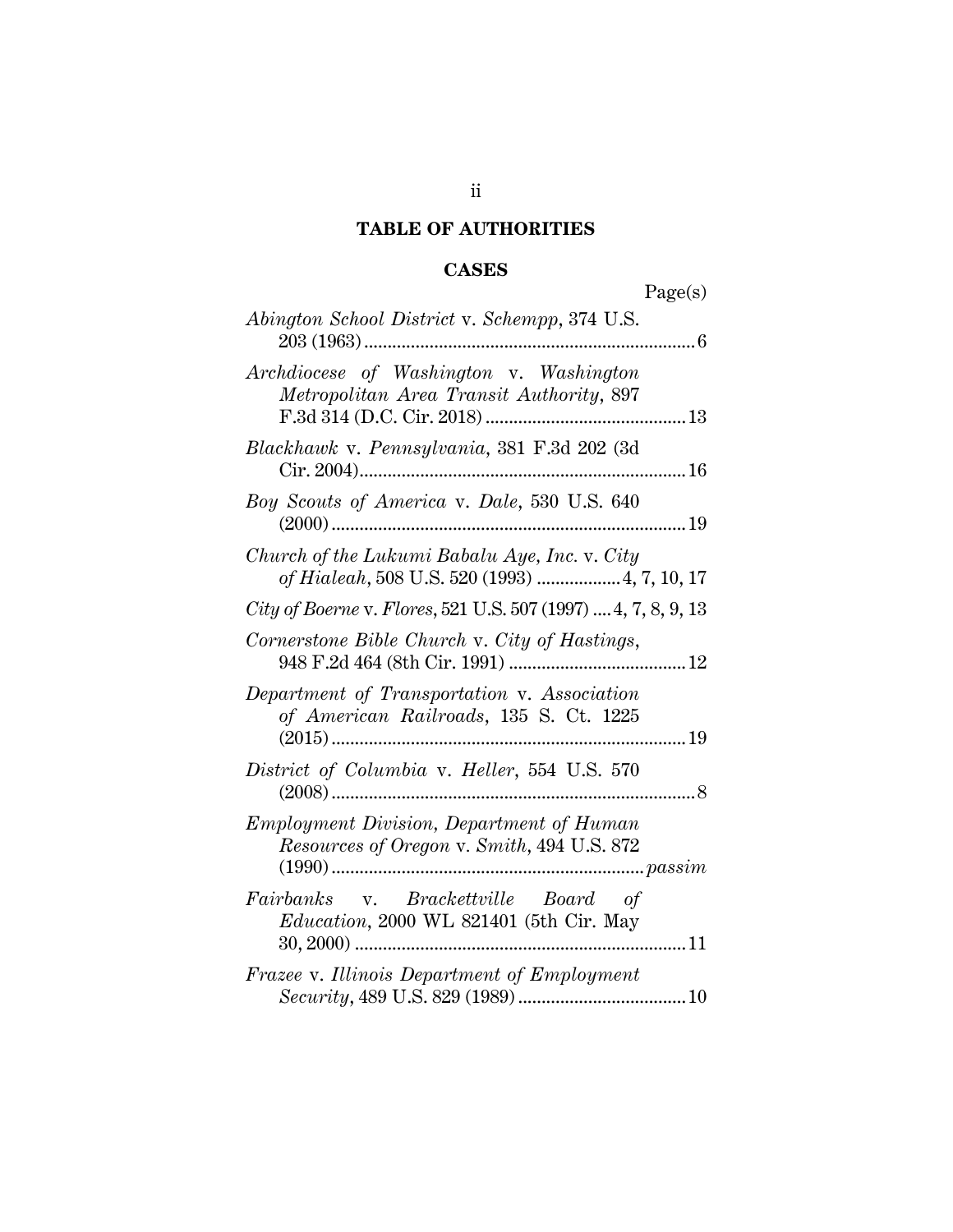## TABLE OF AUTHORITIES

### CASES

Page(s)

*Abington School District* v. *Schempp*, 374 U.S. 203 (1963) ........ 6

*Archdiocese of Washington* v. *Washington Metropolitan Area Transit Authority*, 897 F.3d 314 (D.C. Cir. 2018) ........ 13

*Blackhawk* v. *Pennsylvania*, 381 F.3d 202 (3d Cir. 2004) ........ 16

*Boy Scouts of America* v. *Dale*, 530 U.S. 640 (2000) ........ 19

*Church of the Lukumi Babalu Aye, Inc.* v. *City of Hialeah*, 508 U.S. 520 (1993) ........ 4, 7, 10, 17

*City of Boerne* v. *Flores*, 521 U.S. 507 (1997) .... 4, 7, 8, 9, 13

*Cornerstone Bible Church* v. *City of Hastings*, 948 F.2d 464 (8th Cir. 1991) ........ 12

*Department of Transportation* v. *Association of American Railroads*, 135 S. Ct. 1225 (2015) ........ 19

*District of Columbia* v. *Heller*, 554 U.S. 570 (2008) ........ 8

*Employment Division, Department of Human Resources of Oregon* v. *Smith*, 494 U.S. 872 (1990) ........ *passim*

*Fairbanks* v. *Brackettville Board of Education*, 2000 WL 821401 (5th Cir. May 30, 2000) ........ 11

*Frazee* v. *Illinois Department of Employment Security*, 489 U.S. 829 (1989) ........ 10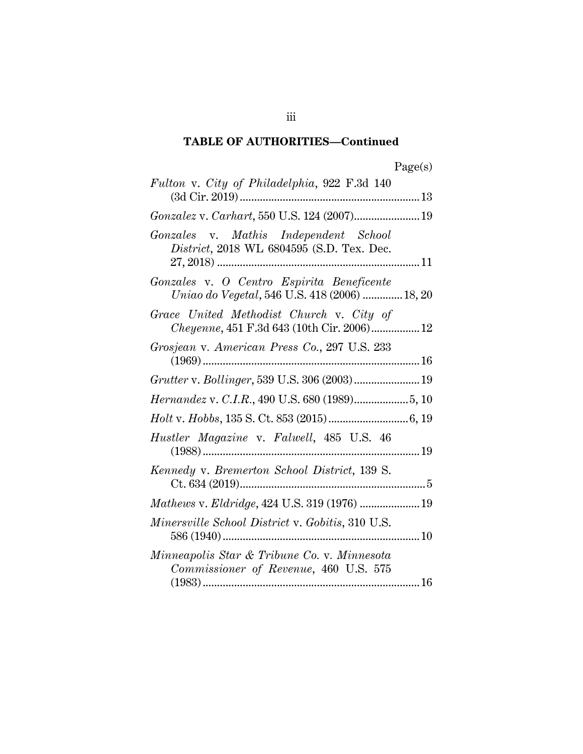## TABLE OF AUTHORITIES—Continued

Page(s)

*Fulton* v. *City of Philadelphia*, 922 F.3d 140 (3d Cir. 2019) .......... 13

*Gonzalez* v. *Carhart*, 550 U.S. 124 (2007) .......... 19

*Gonzales* v. *Mathis Independent School District*, 2018 WL 6804595 (S.D. Tex. Dec. 27, 2018) .......... 11

*Gonzales* v. *O Centro Espirita Beneficente Uniao do Vegetal*, 546 U.S. 418 (2006) .......... 18, 20

*Grace United Methodist Church* v. *City of Cheyenne*, 451 F.3d 643 (10th Cir. 2006) .......... 12

*Grosjean* v. *American Press Co.*, 297 U.S. 233 (1969) .......... 16

*Grutter* v. *Bollinger*, 539 U.S. 306 (2003) .......... 19

*Hernandez* v. *C.I.R.*, 490 U.S. 680 (1989) .......... 5, 10

*Holt* v. *Hobbs*, 135 S. Ct. 853 (2015) .......... 6, 19

*Hustler Magazine* v. *Falwell*, 485 U.S. 46 (1988) .......... 19

*Kennedy* v. *Bremerton School District*, 139 S. Ct. 634 (2019) .......... 5

*Mathews* v. *Eldridge*, 424 U.S. 319 (1976) .......... 19

*Minersville School District* v. *Gobitis*, 310 U.S. 586 (1940) .......... 10

*Minneapolis Star & Tribune Co.* v. *Minnesota Commissioner of Revenue*, 460 U.S. 575 (1983) .......... 16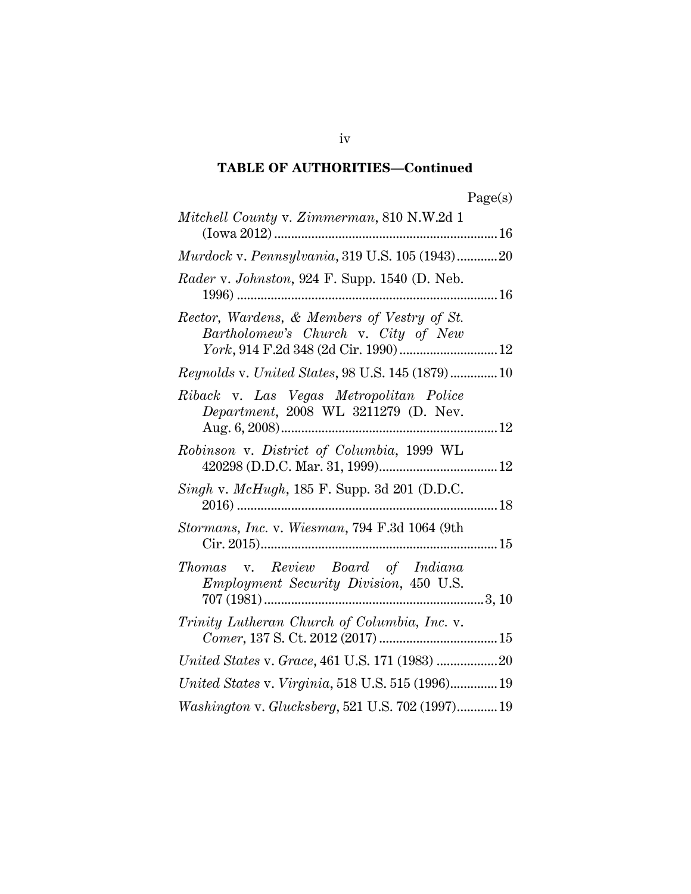**TABLE OF AUTHORITIES—Continued**

Page(s)

*Mitchell County* v. *Zimmerman*, 810 N.W.2d 1 (Iowa 2012) .................................................................. 16

*Murdock* v. *Pennsylvania*, 319 U.S. 105 (1943) ............ 20

*Rader* v. *Johnston*, 924 F. Supp. 1540 (D. Neb. 1996) .............................................................................. 16

*Rector, Wardens, & Members of Vestry of St. Bartholomew's Church* v. *City of New York*, 914 F.2d 348 (2d Cir. 1990) ............................. 12

*Reynolds* v. *United States*, 98 U.S. 145 (1879) .............. 10

*Riback* v. *Las Vegas Metropolitan Police Department*, 2008 WL 3211279 (D. Nev. Aug. 6, 2008) ................................................................ 12

*Robinson* v. *District of Columbia*, 1999 WL 420298 (D.D.C. Mar. 31, 1999) ................................... 12

*Singh* v. *McHugh*, 185 F. Supp. 3d 201 (D.D.C. 2016) .............................................................................. 18

*Stormans, Inc.* v. *Wiesman*, 794 F.3d 1064 (9th Cir. 2015) ...................................................................... 15

*Thomas* v. *Review Board of Indiana Employment Security Division*, 450 U.S. 707 (1981) .................................................................. 3, 10

*Trinity Lutheran Church of Columbia, Inc.* v. *Comer*, 137 S. Ct. 2012 (2017) ................................... 15

*United States* v. *Grace*, 461 U.S. 171 (1983) .................. 20

*United States* v. *Virginia*, 518 U.S. 515 (1996) .............. 19

*Washington* v. *Glucksberg*, 521 U.S. 702 (1997) ............ 19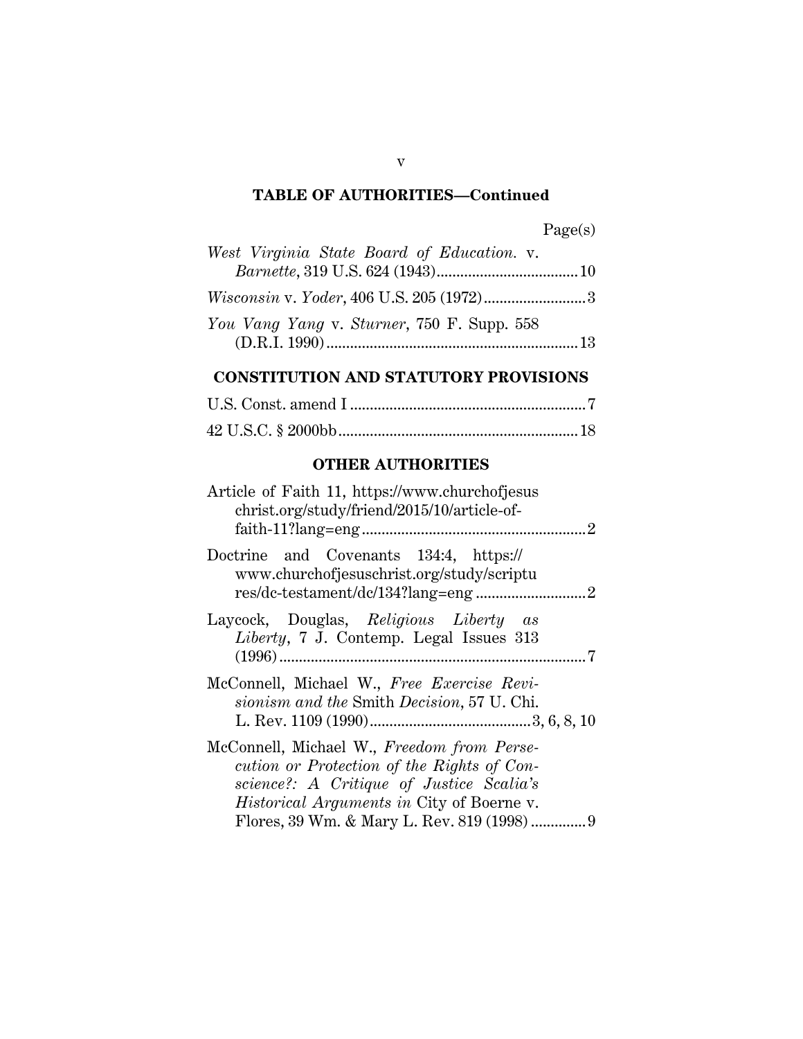## TABLE OF AUTHORITIES—Continued

Page(s)

*West Virginia State Board of Education.* v. *Barnette*, 319 U.S. 624 (1943) .................................... 10

*Wisconsin* v. *Yoder*, 406 U.S. 205 (1972) .......................... 3

*You Vang Yang* v. *Sturner*, 750 F. Supp. 558 (D.R.I. 1990) ................................................................ 13

### CONSTITUTION AND STATUTORY PROVISIONS

U.S. Const. amend I ............................................................ 7

42 U.S.C. § 2000bb ............................................................. 18

### OTHER AUTHORITIES

Article of Faith 11, https://www.churchofjesuschrist.org/study/friend/2015/10/article-of-faith-11?lang=eng ......................................................... 2

Doctrine and Covenants 134:4, https://www.churchofjesuschrist.org/study/scriptures/dc-testament/dc/134?lang=eng ............................ 2

Laycock, Douglas, *Religious Liberty as Liberty*, 7 J. Contemp. Legal Issues 313 (1996) .............................................................................. 7

McConnell, Michael W., *Free Exercise Revisionism and the* Smith *Decision*, 57 U. Chi. L. Rev. 1109 (1990) ......................................... 3, 6, 8, 10

McConnell, Michael W., *Freedom from Persecution or Protection of the Rights of Conscience?: A Critique of Justice Scalia's Historical Arguments in* City of Boerne v. Flores, 39 Wm. & Mary L. Rev. 819 (1998) .............. 9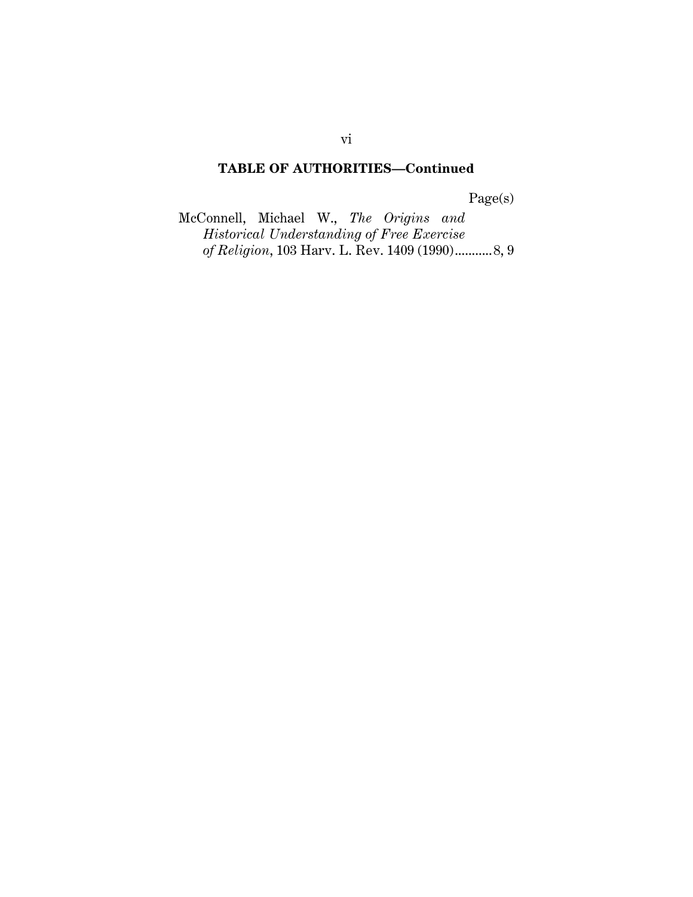## TABLE OF AUTHORITIES—Continued

Page(s)

McConnell, Michael W., *The Origins and Historical Understanding of Free Exercise of Religion*, 103 Harv. L. Rev. 1409 (1990)..........8, 9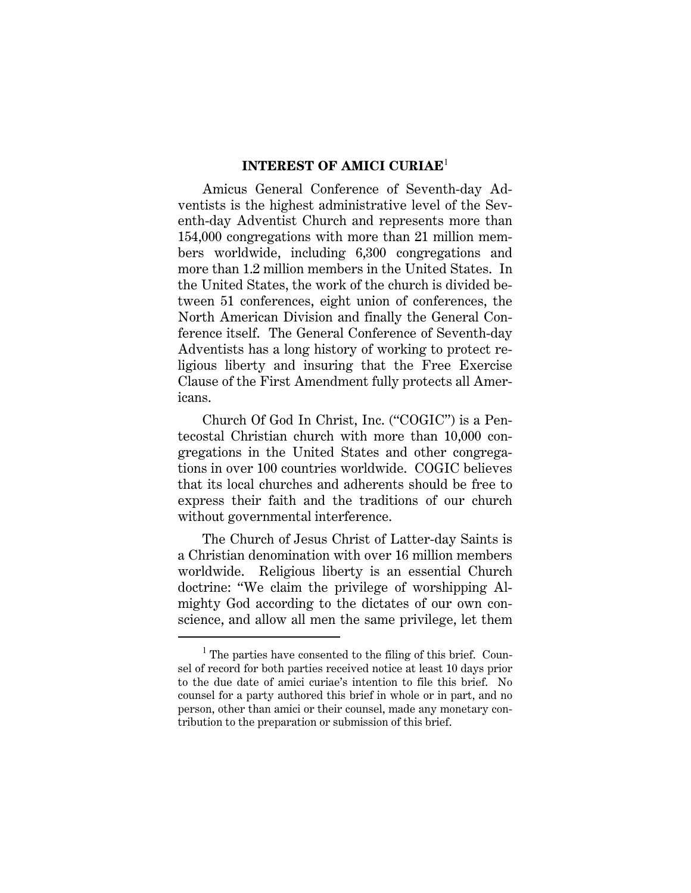## INTEREST OF AMICI CURIAE[1]

Amicus General Conference of Seventh-day Adventists is the highest administrative level of the Seventh-day Adventist Church and represents more than 154,000 congregations with more than 21 million members worldwide, including 6,300 congregations and more than 1.2 million members in the United States. In the United States, the work of the church is divided between 51 conferences, eight union of conferences, the North American Division and finally the General Conference itself. The General Conference of Seventh-day Adventists has a long history of working to protect religious liberty and insuring that the Free Exercise Clause of the First Amendment fully protects all Americans.

Church Of God In Christ, Inc. ("COGIC") is a Pentecostal Christian church with more than 10,000 congregations in the United States and other congregations in over 100 countries worldwide. COGIC believes that its local churches and adherents should be free to express their faith and the traditions of our church without governmental interference.

The Church of Jesus Christ of Latter-day Saints is a Christian denomination with over 16 million members worldwide. Religious liberty is an essential Church doctrine: "We claim the privilege of worshipping Almighty God according to the dictates of our own conscience, and allow all men the same privilege, let them

[1] The parties have consented to the filing of this brief. Counsel of record for both parties received notice at least 10 days prior to the due date of amici curiae's intention to file this brief. No counsel for a party authored this brief in whole or in part, and no person, other than amici or their counsel, made any monetary contribution to the preparation or submission of this brief.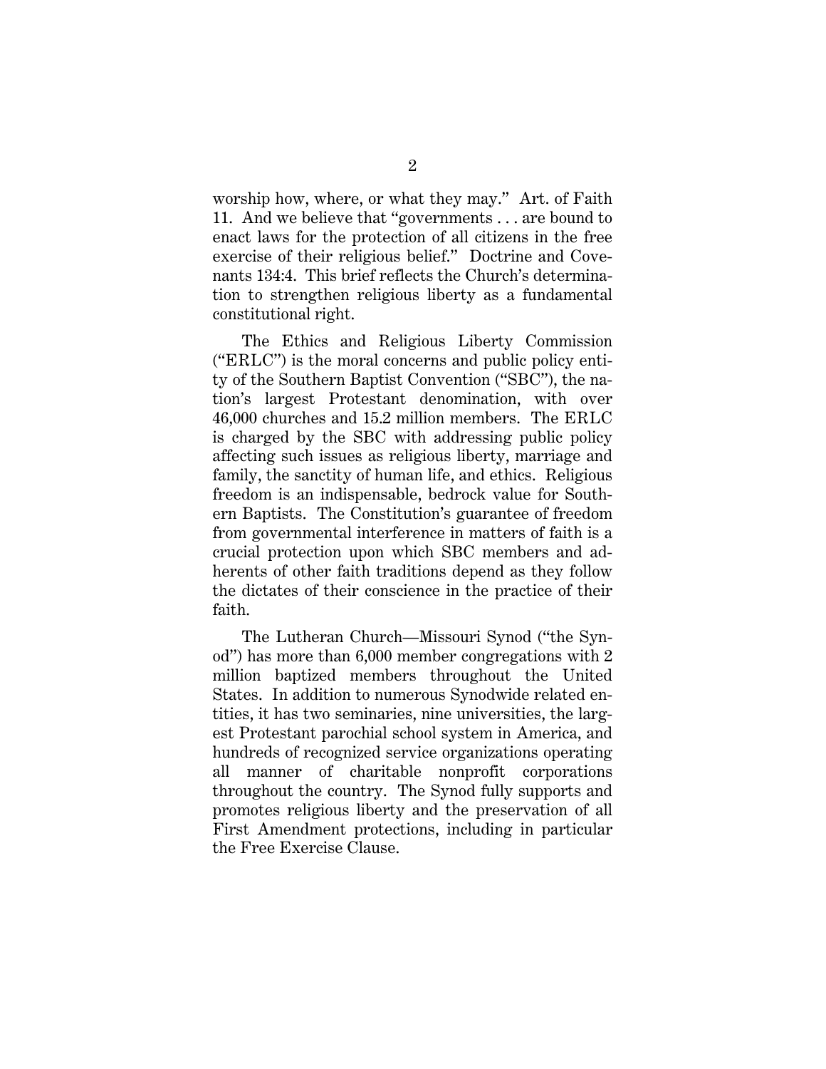worship how, where, or what they may." Art. of Faith 11. And we believe that "governments . . . are bound to enact laws for the protection of all citizens in the free exercise of their religious belief." Doctrine and Covenants 134:4. This brief reflects the Church's determination to strengthen religious liberty as a fundamental constitutional right.

The Ethics and Religious Liberty Commission ("ERLC") is the moral concerns and public policy entity of the Southern Baptist Convention ("SBC"), the nation's largest Protestant denomination, with over 46,000 churches and 15.2 million members. The ERLC is charged by the SBC with addressing public policy affecting such issues as religious liberty, marriage and family, the sanctity of human life, and ethics. Religious freedom is an indispensable, bedrock value for Southern Baptists. The Constitution's guarantee of freedom from governmental interference in matters of faith is a crucial protection upon which SBC members and adherents of other faith traditions depend as they follow the dictates of their conscience in the practice of their faith.

The Lutheran Church—Missouri Synod ("the Synod") has more than 6,000 member congregations with 2 million baptized members throughout the United States. In addition to numerous Synodwide related entities, it has two seminaries, nine universities, the largest Protestant parochial school system in America, and hundreds of recognized service organizations operating all manner of charitable nonprofit corporations throughout the country. The Synod fully supports and promotes religious liberty and the preservation of all First Amendment protections, including in particular the Free Exercise Clause.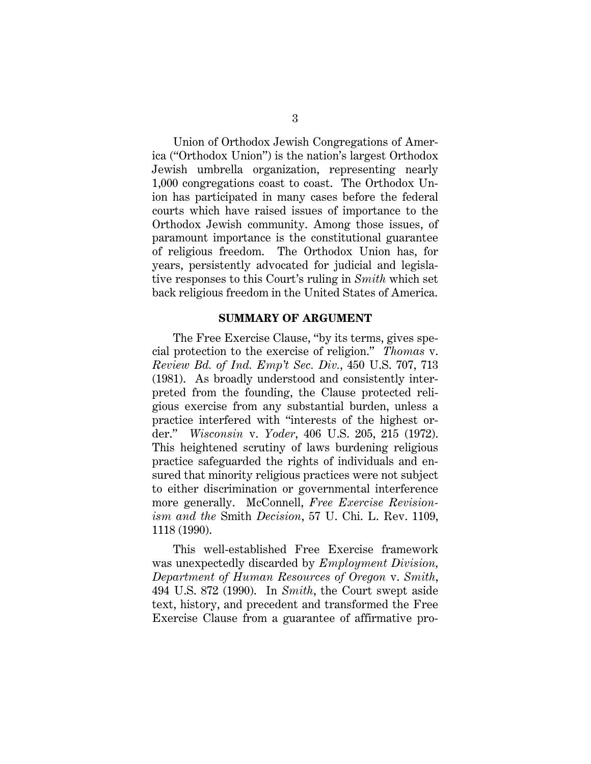Union of Orthodox Jewish Congregations of America ("Orthodox Union") is the nation's largest Orthodox Jewish umbrella organization, representing nearly 1,000 congregations coast to coast. The Orthodox Union has participated in many cases before the federal courts which have raised issues of importance to the Orthodox Jewish community. Among those issues, of paramount importance is the constitutional guarantee of religious freedom. The Orthodox Union has, for years, persistently advocated for judicial and legislative responses to this Court's ruling in *Smith* which set back religious freedom in the United States of America.

## SUMMARY OF ARGUMENT

The Free Exercise Clause, "by its terms, gives special protection to the exercise of religion." *Thomas* v. *Review Bd. of Ind. Emp't Sec. Div.*, 450 U.S. 707, 713 (1981). As broadly understood and consistently interpreted from the founding, the Clause protected religious exercise from any substantial burden, unless a practice interfered with "interests of the highest order." *Wisconsin* v. *Yoder*, 406 U.S. 205, 215 (1972). This heightened scrutiny of laws burdening religious practice safeguarded the rights of individuals and ensured that minority religious practices were not subject to either discrimination or governmental interference more generally. McConnell, *Free Exercise Revisionism and the* Smith *Decision*, 57 U. Chi. L. Rev. 1109, 1118 (1990).

This well-established Free Exercise framework was unexpectedly discarded by *Employment Division, Department of Human Resources of Oregon* v. *Smith*, 494 U.S. 872 (1990). In *Smith*, the Court swept aside text, history, and precedent and transformed the Free Exercise Clause from a guarantee of affirmative pro-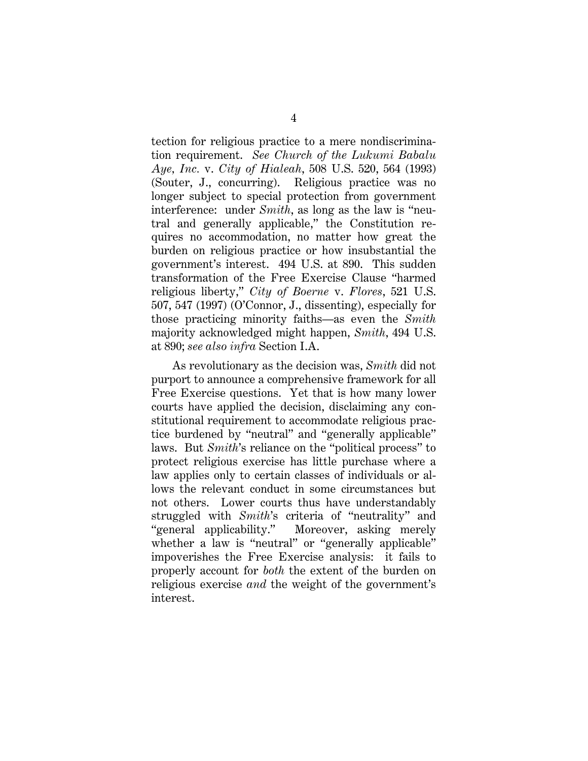tection for religious practice to a mere nondiscrimination requirement. *See Church of the Lukumi Babalu Aye, Inc.* v. *City of Hialeah*, 508 U.S. 520, 564 (1993) (Souter, J., concurring). Religious practice was no longer subject to special protection from government interference: under *Smith*, as long as the law is "neutral and generally applicable," the Constitution requires no accommodation, no matter how great the burden on religious practice or how insubstantial the government's interest. 494 U.S. at 890. This sudden transformation of the Free Exercise Clause "harmed religious liberty," *City of Boerne* v. *Flores*, 521 U.S. 507, 547 (1997) (O'Connor, J., dissenting), especially for those practicing minority faiths—as even the *Smith* majority acknowledged might happen, *Smith*, 494 U.S. at 890; *see also infra* Section I.A.

As revolutionary as the decision was, *Smith* did not purport to announce a comprehensive framework for all Free Exercise questions. Yet that is how many lower courts have applied the decision, disclaiming any constitutional requirement to accommodate religious practice burdened by "neutral" and "generally applicable" laws. But *Smith*'s reliance on the "political process" to protect religious exercise has little purchase where a law applies only to certain classes of individuals or allows the relevant conduct in some circumstances but not others. Lower courts thus have understandably struggled with *Smith*'s criteria of "neutrality" and "general applicability." Moreover, asking merely whether a law is "neutral" or "generally applicable" impoverishes the Free Exercise analysis: it fails to properly account for *both* the extent of the burden on religious exercise *and* the weight of the government's interest.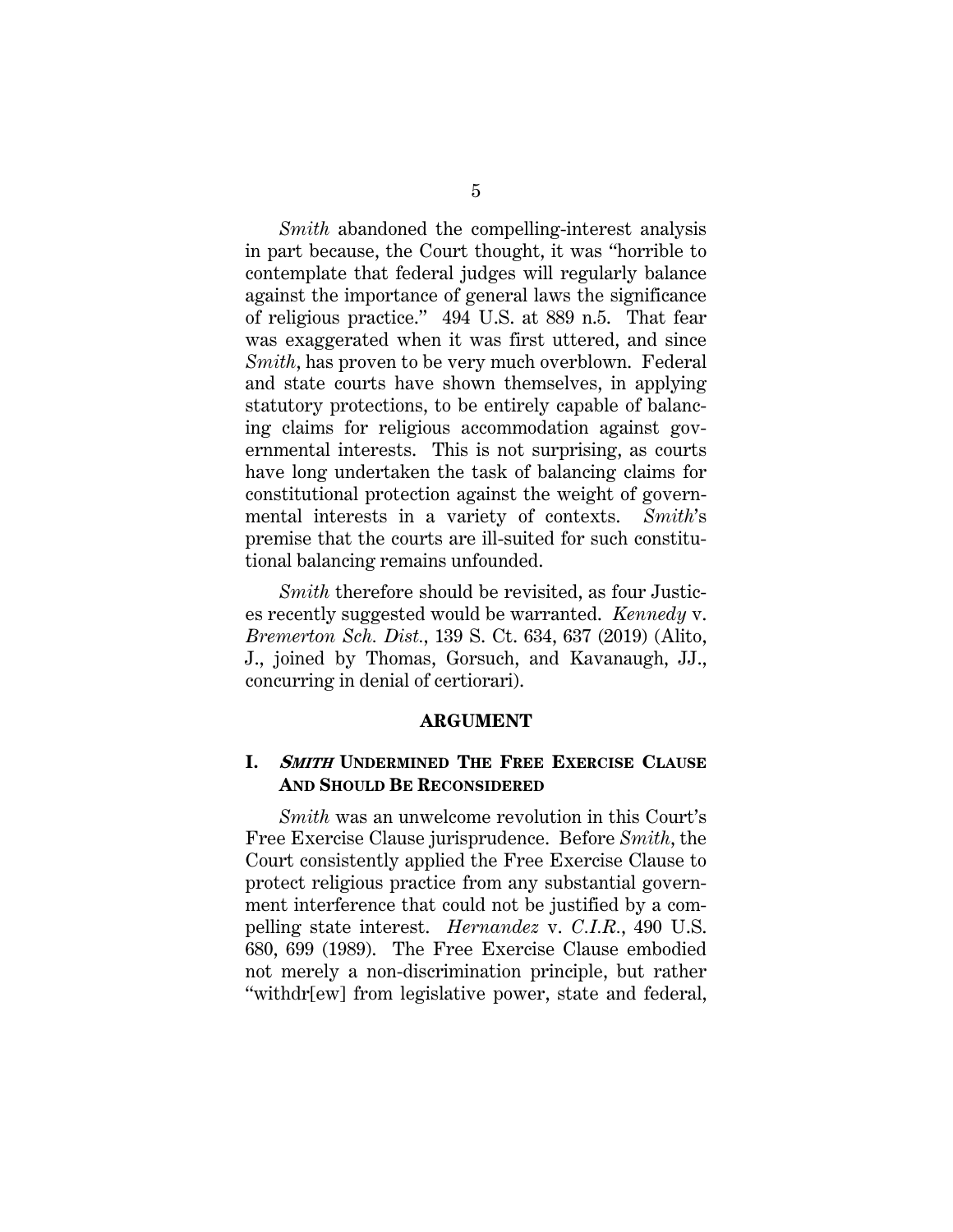*Smith* abandoned the compelling-interest analysis in part because, the Court thought, it was "horrible to contemplate that federal judges will regularly balance against the importance of general laws the significance of religious practice." 494 U.S. at 889 n.5. That fear was exaggerated when it was first uttered, and since *Smith*, has proven to be very much overblown. Federal and state courts have shown themselves, in applying statutory protections, to be entirely capable of balancing claims for religious accommodation against governmental interests. This is not surprising, as courts have long undertaken the task of balancing claims for constitutional protection against the weight of governmental interests in a variety of contexts. *Smith*'s premise that the courts are ill-suited for such constitutional balancing remains unfounded.

*Smith* therefore should be revisited, as four Justices recently suggested would be warranted. *Kennedy* v. *Bremerton Sch. Dist.*, 139 S. Ct. 634, 637 (2019) (Alito, J., joined by Thomas, Gorsuch, and Kavanaugh, JJ., concurring in denial of certiorari).

## ARGUMENT

### I. *SMITH* UNDERMINED THE FREE EXERCISE CLAUSE AND SHOULD BE RECONSIDERED

*Smith* was an unwelcome revolution in this Court's Free Exercise Clause jurisprudence. Before *Smith*, the Court consistently applied the Free Exercise Clause to protect religious practice from any substantial government interference that could not be justified by a compelling state interest. *Hernandez* v. *C.I.R.*, 490 U.S. 680, 699 (1989). The Free Exercise Clause embodied not merely a non-discrimination principle, but rather "withdr[ew] from legislative power, state and federal,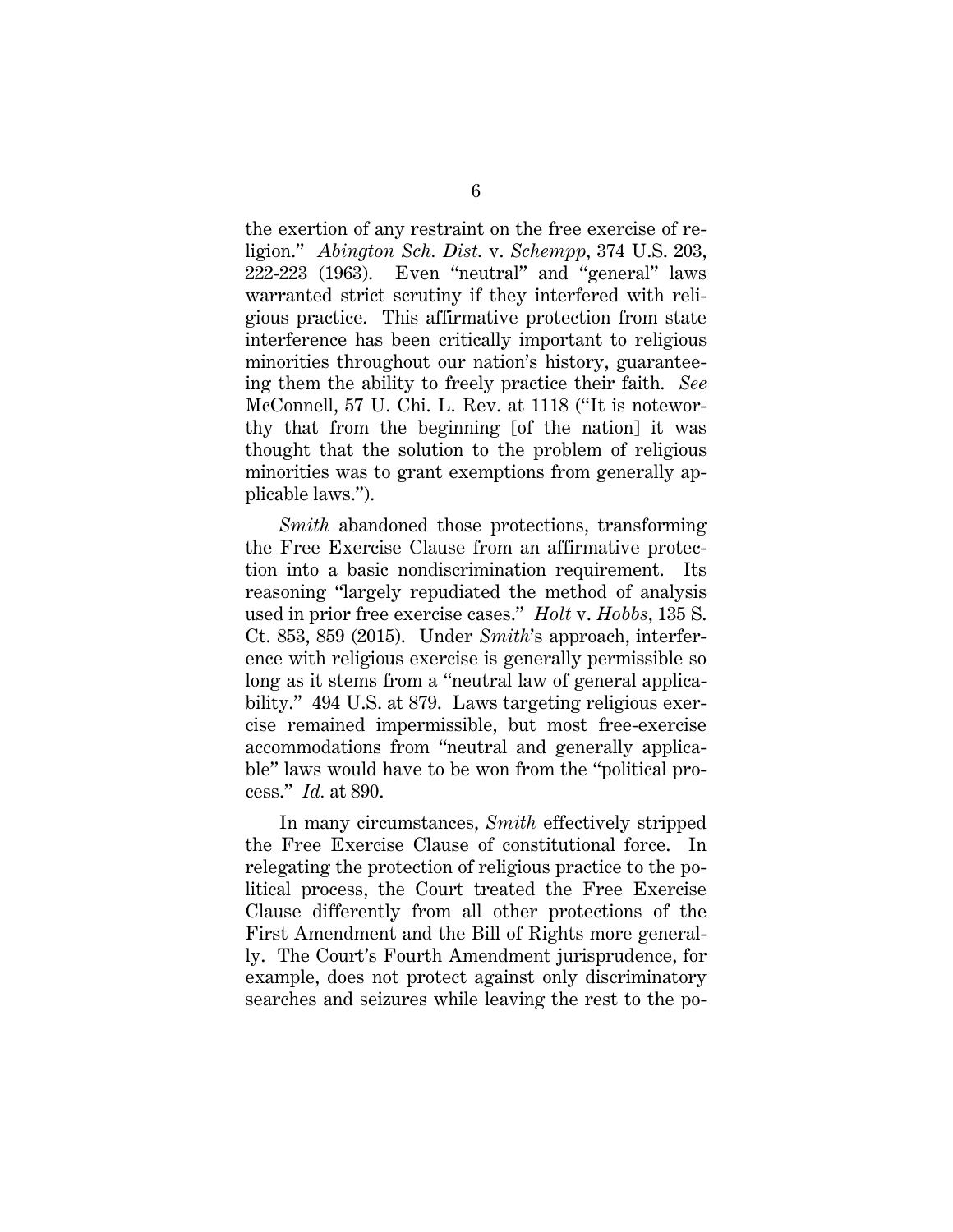the exertion of any restraint on the free exercise of religion." *Abington Sch. Dist.* v. *Schempp*, 374 U.S. 203, 222-223 (1963). Even "neutral" and "general" laws warranted strict scrutiny if they interfered with religious practice. This affirmative protection from state interference has been critically important to religious minorities throughout our nation's history, guaranteeing them the ability to freely practice their faith. *See* McConnell, 57 U. Chi. L. Rev. at 1118 ("It is noteworthy that from the beginning [of the nation] it was thought that the solution to the problem of religious minorities was to grant exemptions from generally applicable laws.").

*Smith* abandoned those protections, transforming the Free Exercise Clause from an affirmative protection into a basic nondiscrimination requirement. Its reasoning "largely repudiated the method of analysis used in prior free exercise cases." *Holt* v. *Hobbs*, 135 S. Ct. 853, 859 (2015). Under *Smith*'s approach, interference with religious exercise is generally permissible so long as it stems from a "neutral law of general applicability." 494 U.S. at 879. Laws targeting religious exercise remained impermissible, but most free-exercise accommodations from "neutral and generally applicable" laws would have to be won from the "political process." *Id.* at 890.

In many circumstances, *Smith* effectively stripped the Free Exercise Clause of constitutional force. In relegating the protection of religious practice to the political process, the Court treated the Free Exercise Clause differently from all other protections of the First Amendment and the Bill of Rights more generally. The Court's Fourth Amendment jurisprudence, for example, does not protect against only discriminatory searches and seizures while leaving the rest to the po-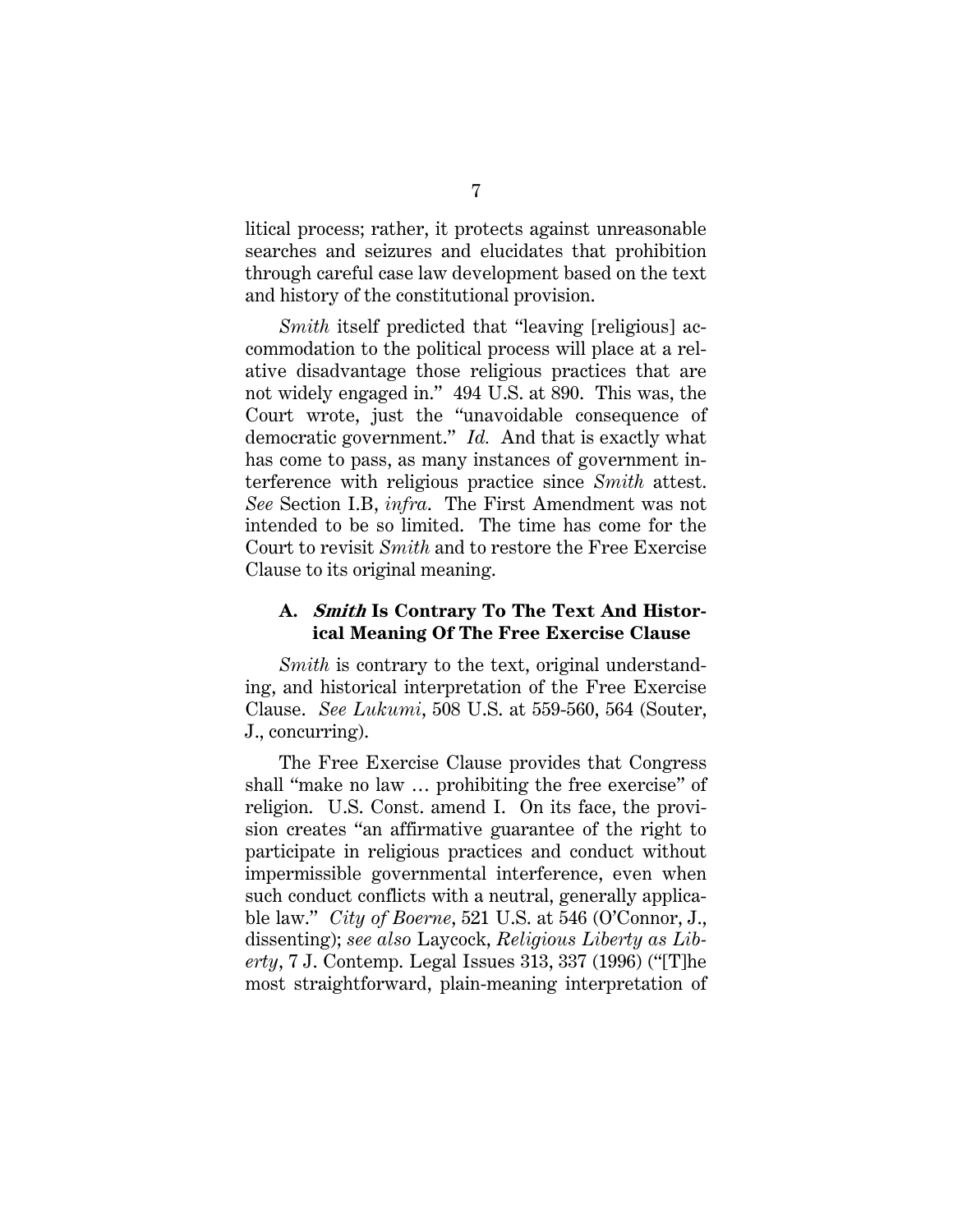litical process; rather, it protects against unreasonable searches and seizures and elucidates that prohibition through careful case law development based on the text and history of the constitutional provision.

*Smith* itself predicted that "leaving [religious] accommodation to the political process will place at a relative disadvantage those religious practices that are not widely engaged in." 494 U.S. at 890. This was, the Court wrote, just the "unavoidable consequence of democratic government." *Id.* And that is exactly what has come to pass, as many instances of government interference with religious practice since *Smith* attest. *See* Section I.B, *infra*. The First Amendment was not intended to be so limited. The time has come for the Court to revisit *Smith* and to restore the Free Exercise Clause to its original meaning.

### A. *Smith* Is Contrary To The Text And Historical Meaning Of The Free Exercise Clause

*Smith* is contrary to the text, original understanding, and historical interpretation of the Free Exercise Clause. *See Lukumi*, 508 U.S. at 559-560, 564 (Souter, J., concurring).

The Free Exercise Clause provides that Congress shall "make no law … prohibiting the free exercise" of religion. U.S. Const. amend I. On its face, the provision creates "an affirmative guarantee of the right to participate in religious practices and conduct without impermissible governmental interference, even when such conduct conflicts with a neutral, generally applicable law." *City of Boerne*, 521 U.S. at 546 (O'Connor, J., dissenting); *see also* Laycock, *Religious Liberty as Liberty*, 7 J. Contemp. Legal Issues 313, 337 (1996) ("[T]he most straightforward, plain-meaning interpretation of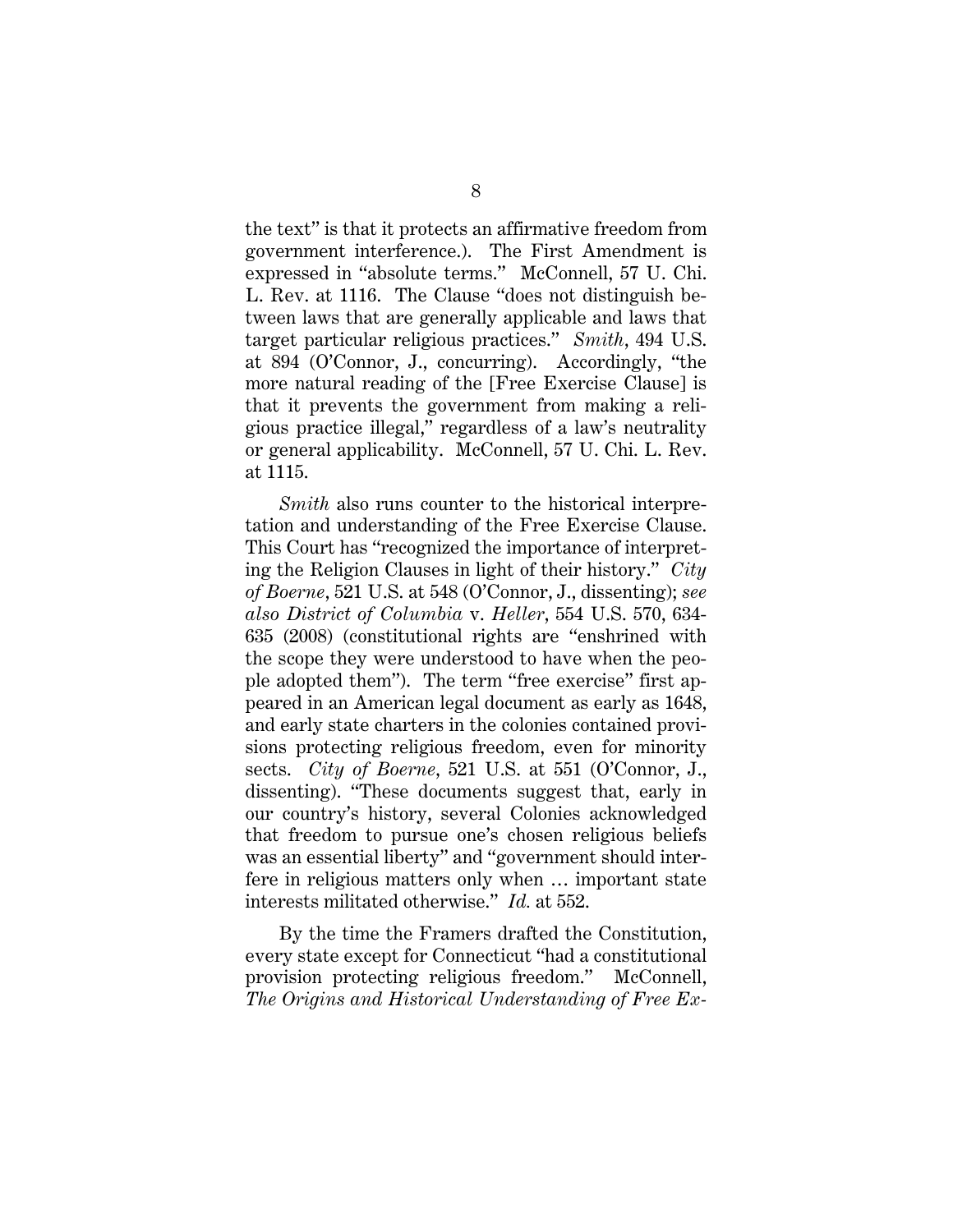the text" is that it protects an affirmative freedom from government interference.). The First Amendment is expressed in "absolute terms." McConnell, 57 U. Chi. L. Rev. at 1116. The Clause "does not distinguish between laws that are generally applicable and laws that target particular religious practices." *Smith*, 494 U.S. at 894 (O'Connor, J., concurring). Accordingly, "the more natural reading of the [Free Exercise Clause] is that it prevents the government from making a religious practice illegal," regardless of a law's neutrality or general applicability. McConnell, 57 U. Chi. L. Rev. at 1115.

*Smith* also runs counter to the historical interpretation and understanding of the Free Exercise Clause. This Court has "recognized the importance of interpreting the Religion Clauses in light of their history." *City of Boerne*, 521 U.S. at 548 (O'Connor, J., dissenting); *see also District of Columbia* v. *Heller*, 554 U.S. 570, 634-635 (2008) (constitutional rights are "enshrined with the scope they were understood to have when the people adopted them"). The term "free exercise" first appeared in an American legal document as early as 1648, and early state charters in the colonies contained provisions protecting religious freedom, even for minority sects. *City of Boerne*, 521 U.S. at 551 (O'Connor, J., dissenting). "These documents suggest that, early in our country's history, several Colonies acknowledged that freedom to pursue one's chosen religious beliefs was an essential liberty" and "government should interfere in religious matters only when … important state interests militated otherwise." *Id.* at 552.

By the time the Framers drafted the Constitution, every state except for Connecticut "had a constitutional provision protecting religious freedom." McConnell, *The Origins and Historical Understanding of Free Ex-*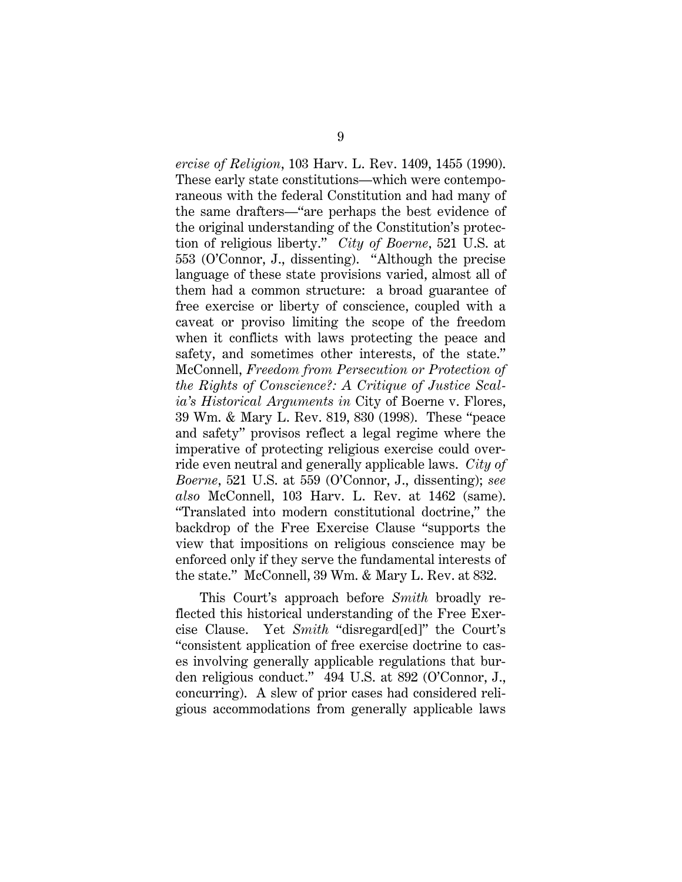*ercise of Religion*, 103 Harv. L. Rev. 1409, 1455 (1990). These early state constitutions—which were contemporaneous with the federal Constitution and had many of the same drafters—"are perhaps the best evidence of the original understanding of the Constitution's protection of religious liberty." *City of Boerne*, 521 U.S. at 553 (O'Connor, J., dissenting). "Although the precise language of these state provisions varied, almost all of them had a common structure: a broad guarantee of free exercise or liberty of conscience, coupled with a caveat or proviso limiting the scope of the freedom when it conflicts with laws protecting the peace and safety, and sometimes other interests, of the state." McConnell, *Freedom from Persecution or Protection of the Rights of Conscience?: A Critique of Justice Scalia's Historical Arguments in* City of Boerne v. Flores, 39 Wm. & Mary L. Rev. 819, 830 (1998). These "peace and safety" provisos reflect a legal regime where the imperative of protecting religious exercise could override even neutral and generally applicable laws. *City of Boerne*, 521 U.S. at 559 (O'Connor, J., dissenting); *see also* McConnell, 103 Harv. L. Rev. at 1462 (same). "Translated into modern constitutional doctrine," the backdrop of the Free Exercise Clause "supports the view that impositions on religious conscience may be enforced only if they serve the fundamental interests of the state." McConnell, 39 Wm. & Mary L. Rev. at 832.

This Court's approach before *Smith* broadly reflected this historical understanding of the Free Exercise Clause. Yet *Smith* "disregard[ed]" the Court's "consistent application of free exercise doctrine to cases involving generally applicable regulations that burden religious conduct." 494 U.S. at 892 (O'Connor, J., concurring). A slew of prior cases had considered religious accommodations from generally applicable laws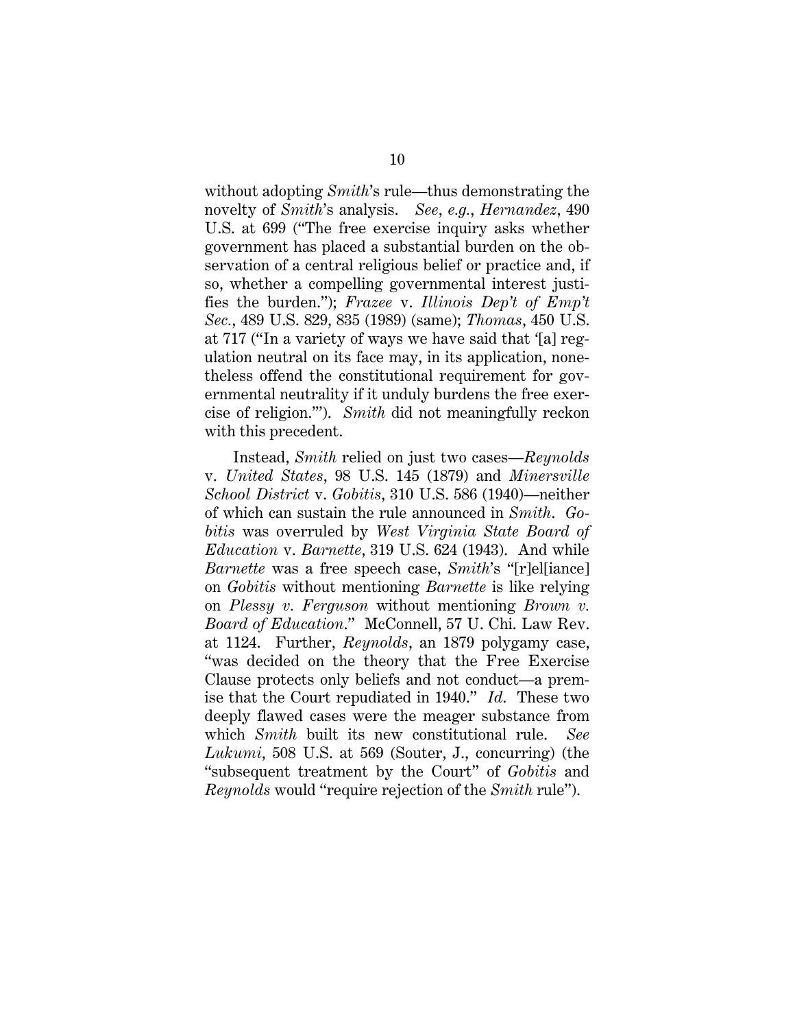without adopting *Smith*'s rule—thus demonstrating the novelty of *Smith*'s analysis. *See, e.g.*, *Hernandez*, 490 U.S. at 699 ("The free exercise inquiry asks whether government has placed a substantial burden on the observation of a central religious belief or practice and, if so, whether a compelling governmental interest justifies the burden."); *Frazee* v. *Illinois Dep't of Emp't Sec.*, 489 U.S. 829, 835 (1989) (same); *Thomas*, 450 U.S. at 717 ("In a variety of ways we have said that '[a] regulation neutral on its face may, in its application, nonetheless offend the constitutional requirement for governmental neutrality if it unduly burdens the free exercise of religion.'"). *Smith* did not meaningfully reckon with this precedent.

Instead, *Smith* relied on just two cases—*Reynolds* v. *United States*, 98 U.S. 145 (1879) and *Minersville School District* v. *Gobitis*, 310 U.S. 586 (1940)—neither of which can sustain the rule announced in *Smith*. *Gobitis* was overruled by *West Virginia State Board of Education* v. *Barnette*, 319 U.S. 624 (1943). And while *Barnette* was a free speech case, *Smith*'s "[r]el[iance] on *Gobitis* without mentioning *Barnette* is like relying on *Plessy v. Ferguson* without mentioning *Brown v. Board of Education*." McConnell, 57 U. Chi. Law Rev. at 1124. Further, *Reynolds*, an 1879 polygamy case, "was decided on the theory that the Free Exercise Clause protects only beliefs and not conduct—a premise that the Court repudiated in 1940." *Id.* These two deeply flawed cases were the meager substance from which *Smith* built its new constitutional rule. *See Lukumi*, 508 U.S. at 569 (Souter, J., concurring) (the "subsequent treatment by the Court" of *Gobitis* and *Reynolds* would "require rejection of the *Smith* rule").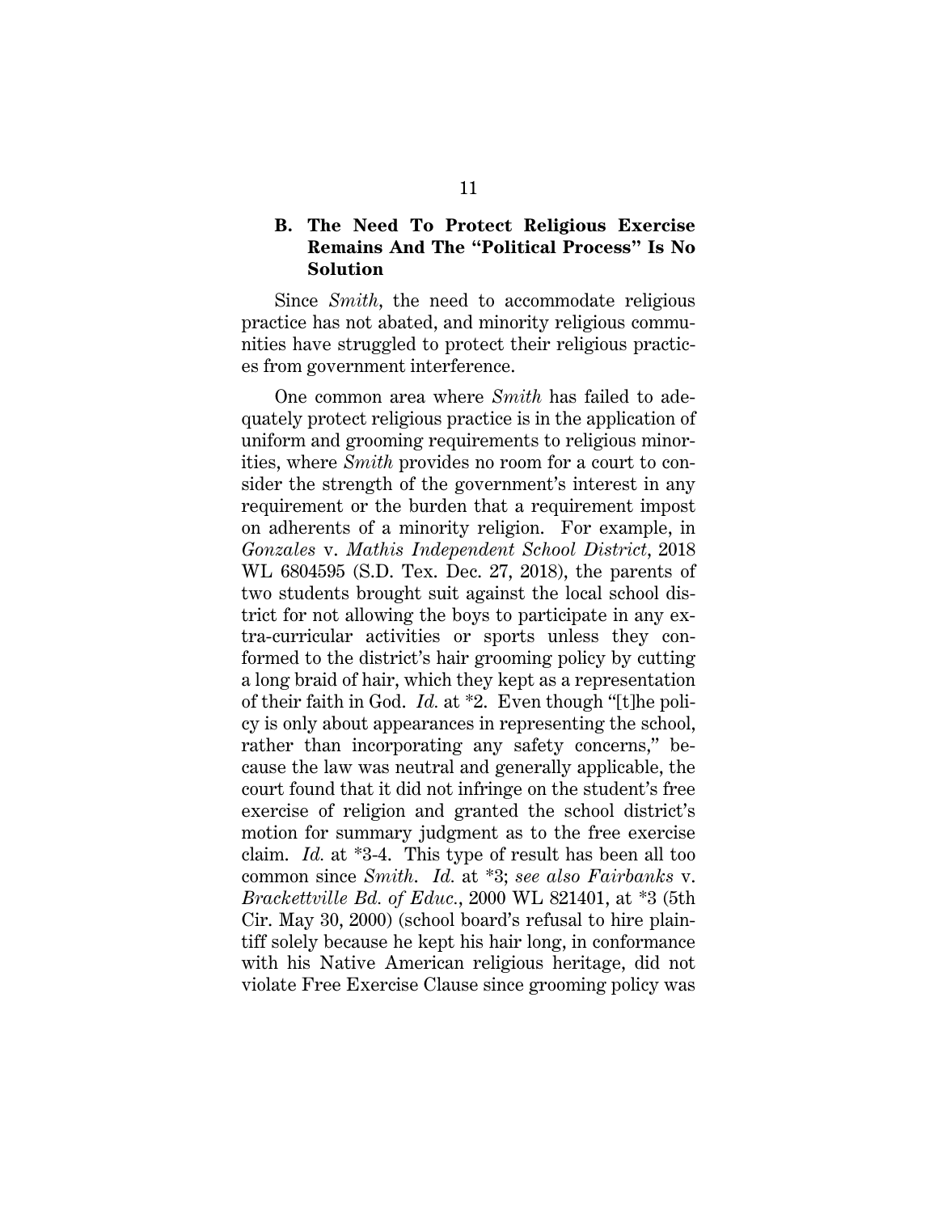### B. The Need To Protect Religious Exercise Remains And The "Political Process" Is No Solution

Since *Smith*, the need to accommodate religious practice has not abated, and minority religious communities have struggled to protect their religious practices from government interference.

One common area where *Smith* has failed to adequately protect religious practice is in the application of uniform and grooming requirements to religious minorities, where *Smith* provides no room for a court to consider the strength of the government's interest in any requirement or the burden that a requirement impost on adherents of a minority religion. For example, in *Gonzales* v. *Mathis Independent School District*, 2018 WL 6804595 (S.D. Tex. Dec. 27, 2018), the parents of two students brought suit against the local school district for not allowing the boys to participate in any extra-curricular activities or sports unless they conformed to the district's hair grooming policy by cutting a long braid of hair, which they kept as a representation of their faith in God. *Id.* at *2. Even though "[t]he policy is only about appearances in representing the school, rather than incorporating any safety concerns," because the law was neutral and generally applicable, the court found that it did not infringe on the student's free exercise of religion and granted the school district's motion for summary judgment as to the free exercise claim. *Id.* at *3-4. This type of result has been all too common since *Smith*. *Id.* at *3; *see also Fairbanks* v. *Brackettville Bd. of Educ.*, 2000 WL 821401, at *3 (5th Cir. May 30, 2000) (school board's refusal to hire plaintiff solely because he kept his hair long, in conformance with his Native American religious heritage, did not violate Free Exercise Clause since grooming policy was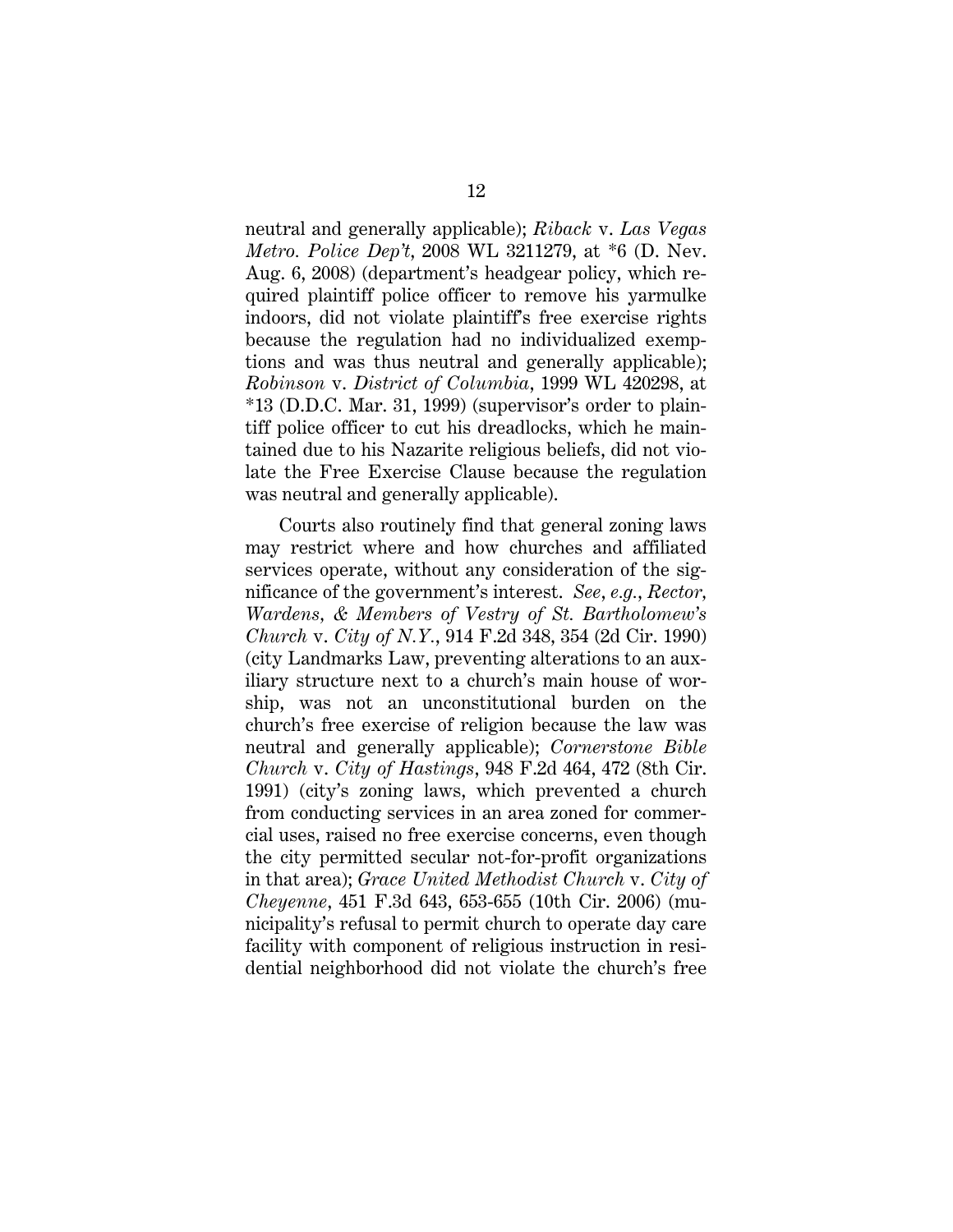neutral and generally applicable); *Riback* v. *Las Vegas Metro. Police Dep't*, 2008 WL 3211279, at *6 (D. Nev. Aug. 6, 2008) (department's headgear policy, which required plaintiff police officer to remove his yarmulke indoors, did not violate plaintiff's free exercise rights because the regulation had no individualized exemptions and was thus neutral and generally applicable); *Robinson* v. *District of Columbia*, 1999 WL 420298, at *13 (D.D.C. Mar. 31, 1999) (supervisor's order to plaintiff police officer to cut his dreadlocks, which he maintained due to his Nazarite religious beliefs, did not violate the Free Exercise Clause because the regulation was neutral and generally applicable).

Courts also routinely find that general zoning laws may restrict where and how churches and affiliated services operate, without any consideration of the significance of the government's interest. *See*, *e.g.*, *Rector, Wardens, & Members of Vestry of St. Bartholomew's Church* v. *City of N.Y.*, 914 F.2d 348, 354 (2d Cir. 1990) (city Landmarks Law, preventing alterations to an auxiliary structure next to a church's main house of worship, was not an unconstitutional burden on the church's free exercise of religion because the law was neutral and generally applicable); *Cornerstone Bible Church* v. *City of Hastings*, 948 F.2d 464, 472 (8th Cir. 1991) (city's zoning laws, which prevented a church from conducting services in an area zoned for commercial uses, raised no free exercise concerns, even though the city permitted secular not-for-profit organizations in that area); *Grace United Methodist Church* v. *City of Cheyenne*, 451 F.3d 643, 653-655 (10th Cir. 2006) (municipality's refusal to permit church to operate day care facility with component of religious instruction in residential neighborhood did not violate the church's free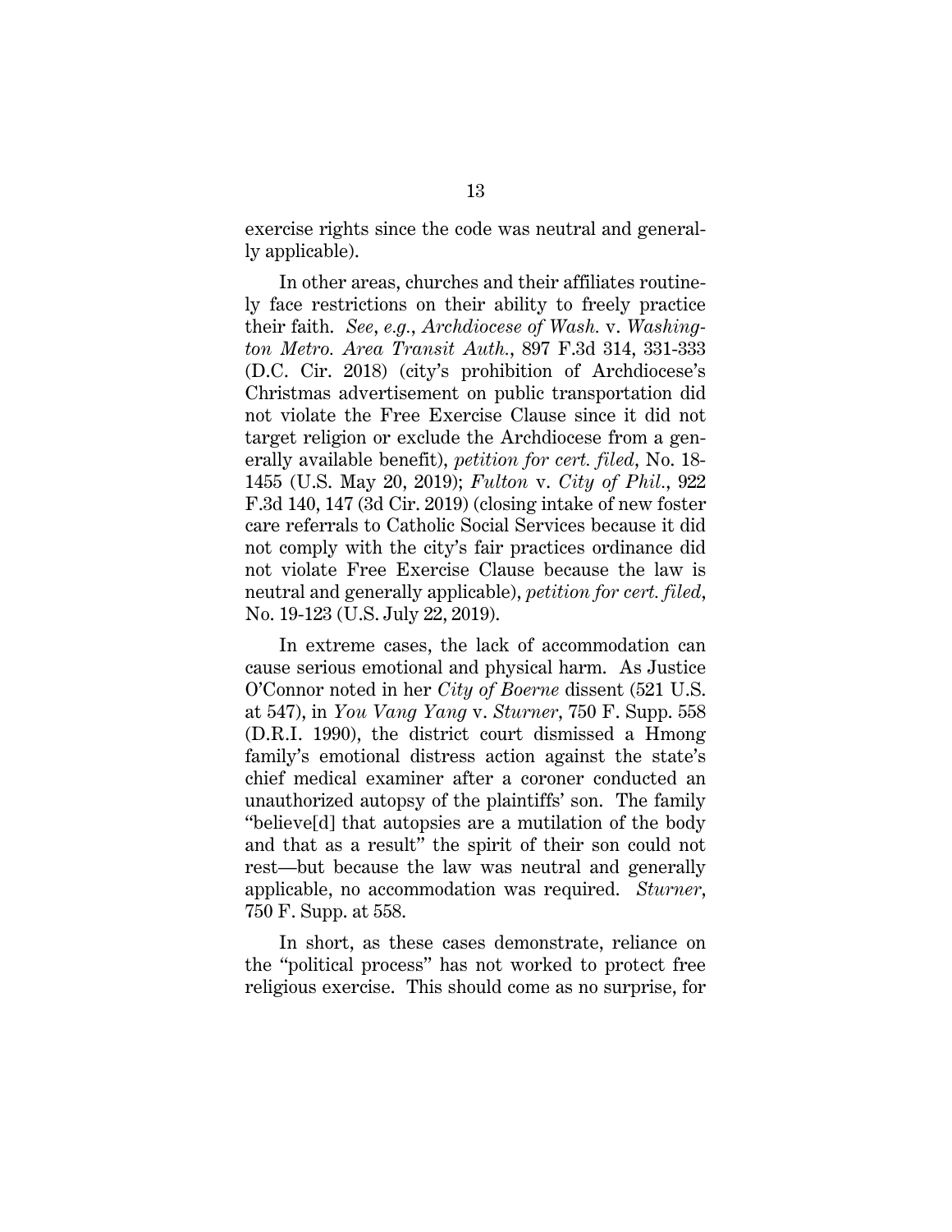exercise rights since the code was neutral and generally applicable).

In other areas, churches and their affiliates routinely face restrictions on their ability to freely practice their faith. *See*, *e.g.*, *Archdiocese of Wash.* v. *Washington Metro. Area Transit Auth.*, 897 F.3d 314, 331-333 (D.C. Cir. 2018) (city's prohibition of Archdiocese's Christmas advertisement on public transportation did not violate the Free Exercise Clause since it did not target religion or exclude the Archdiocese from a generally available benefit), *petition for cert. filed*, No. 18-1455 (U.S. May 20, 2019); *Fulton* v. *City of Phil.*, 922 F.3d 140, 147 (3d Cir. 2019) (closing intake of new foster care referrals to Catholic Social Services because it did not comply with the city's fair practices ordinance did not violate Free Exercise Clause because the law is neutral and generally applicable), *petition for cert. filed*, No. 19-123 (U.S. July 22, 2019).

In extreme cases, the lack of accommodation can cause serious emotional and physical harm. As Justice O'Connor noted in her *City of Boerne* dissent (521 U.S. at 547), in *You Vang Yang* v. *Sturner*, 750 F. Supp. 558 (D.R.I. 1990), the district court dismissed a Hmong family's emotional distress action against the state's chief medical examiner after a coroner conducted an unauthorized autopsy of the plaintiffs' son. The family "believe[d] that autopsies are a mutilation of the body and that as a result" the spirit of their son could not rest—but because the law was neutral and generally applicable, no accommodation was required. *Sturner*, 750 F. Supp. at 558.

In short, as these cases demonstrate, reliance on the "political process" has not worked to protect free religious exercise. This should come as no surprise, for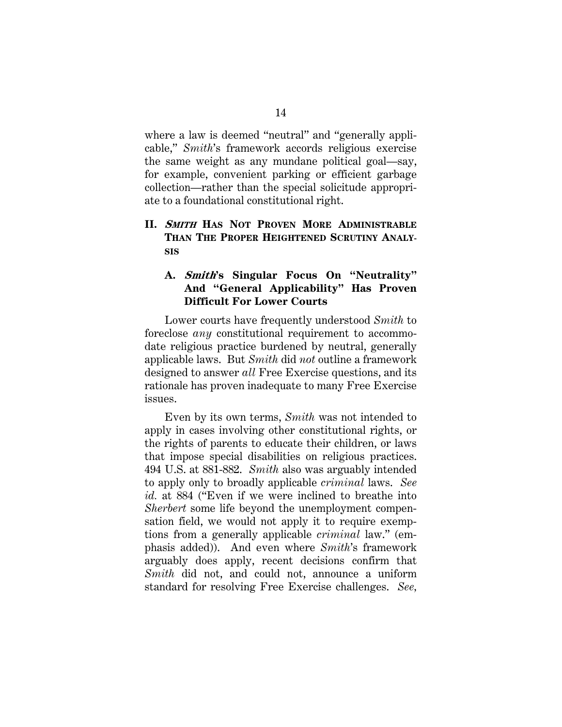where a law is deemed "neutral" and "generally applicable," *Smith*'s framework accords religious exercise the same weight as any mundane political goal—say, for example, convenient parking or efficient garbage collection—rather than the special solicitude appropriate to a foundational constitutional right.

## II. *SMITH* HAS NOT PROVEN MORE ADMINISTRABLE THAN THE PROPER HEIGHTENED SCRUTINY ANALYSIS

### A. *Smith*'s Singular Focus On "Neutrality" And "General Applicability" Has Proven Difficult For Lower Courts

Lower courts have frequently understood *Smith* to foreclose *any* constitutional requirement to accommodate religious practice burdened by neutral, generally applicable laws. But *Smith* did *not* outline a framework designed to answer *all* Free Exercise questions, and its rationale has proven inadequate to many Free Exercise issues.

Even by its own terms, *Smith* was not intended to apply in cases involving other constitutional rights, or the rights of parents to educate their children, or laws that impose special disabilities on religious practices. 494 U.S. at 881-882. *Smith* also was arguably intended to apply only to broadly applicable *criminal* laws. *See id.* at 884 ("Even if we were inclined to breathe into *Sherbert* some life beyond the unemployment compensation field, we would not apply it to require exemptions from a generally applicable *criminal* law." (emphasis added)). And even where *Smith*'s framework arguably does apply, recent decisions confirm that *Smith* did not, and could not, announce a uniform standard for resolving Free Exercise challenges. *See*,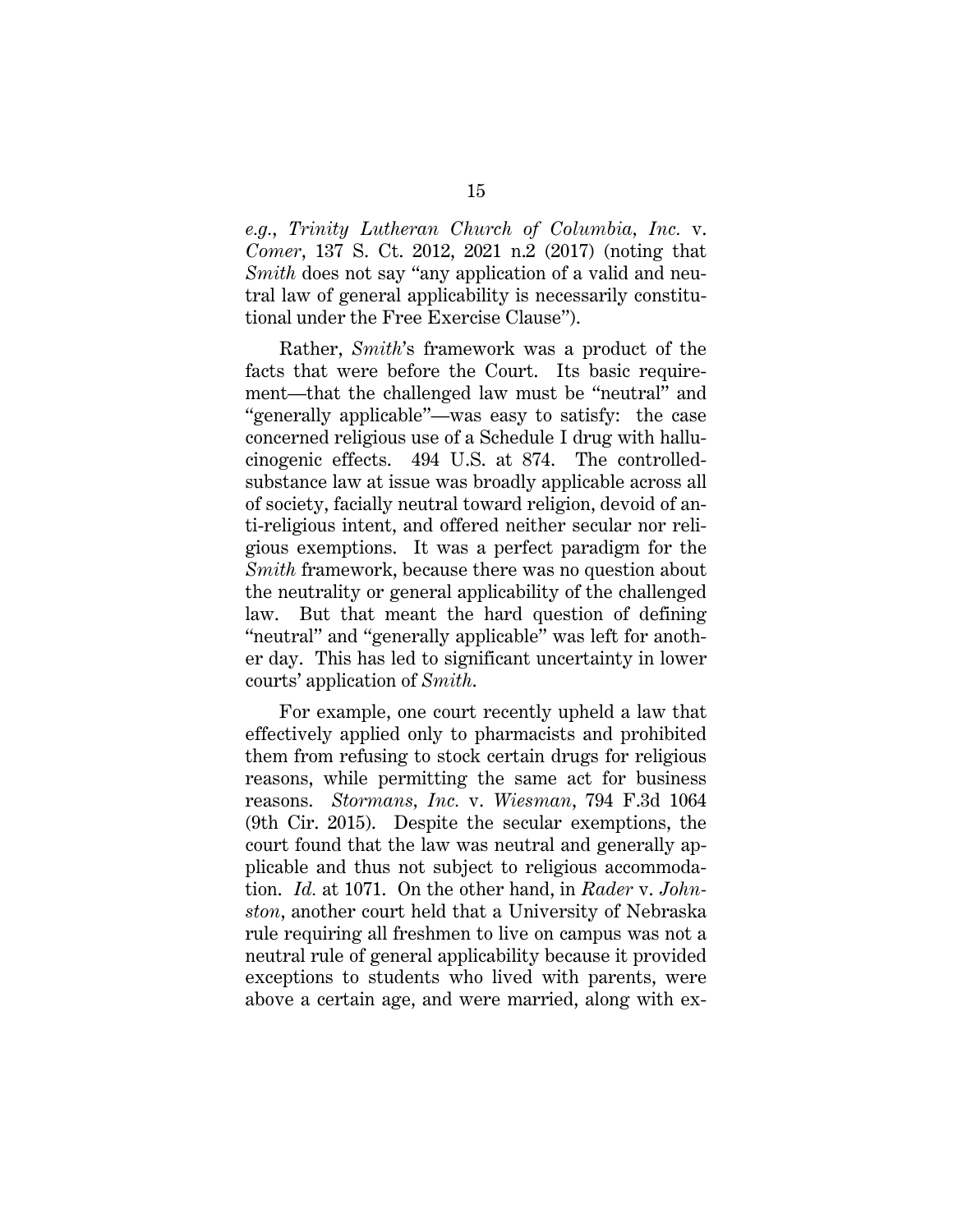*e.g.*, *Trinity Lutheran Church of Columbia, Inc.* v. *Comer*, 137 S. Ct. 2012, 2021 n.2 (2017) (noting that *Smith* does not say "any application of a valid and neutral law of general applicability is necessarily constitutional under the Free Exercise Clause").

Rather, *Smith*'s framework was a product of the facts that were before the Court. Its basic requirement—that the challenged law must be "neutral" and "generally applicable"—was easy to satisfy: the case concerned religious use of a Schedule I drug with hallucinogenic effects. 494 U.S. at 874. The controlled-substance law at issue was broadly applicable across all of society, facially neutral toward religion, devoid of anti-religious intent, and offered neither secular nor religious exemptions. It was a perfect paradigm for the *Smith* framework, because there was no question about the neutrality or general applicability of the challenged law. But that meant the hard question of defining "neutral" and "generally applicable" was left for another day. This has led to significant uncertainty in lower courts' application of *Smith*.

For example, one court recently upheld a law that effectively applied only to pharmacists and prohibited them from refusing to stock certain drugs for religious reasons, while permitting the same act for business reasons. *Stormans, Inc.* v. *Wiesman*, 794 F.3d 1064 (9th Cir. 2015). Despite the secular exemptions, the court found that the law was neutral and generally applicable and thus not subject to religious accommodation. *Id.* at 1071. On the other hand, in *Rader* v. *Johnston*, another court held that a University of Nebraska rule requiring all freshmen to live on campus was not a neutral rule of general applicability because it provided exceptions to students who lived with parents, were above a certain age, and were married, along with ex-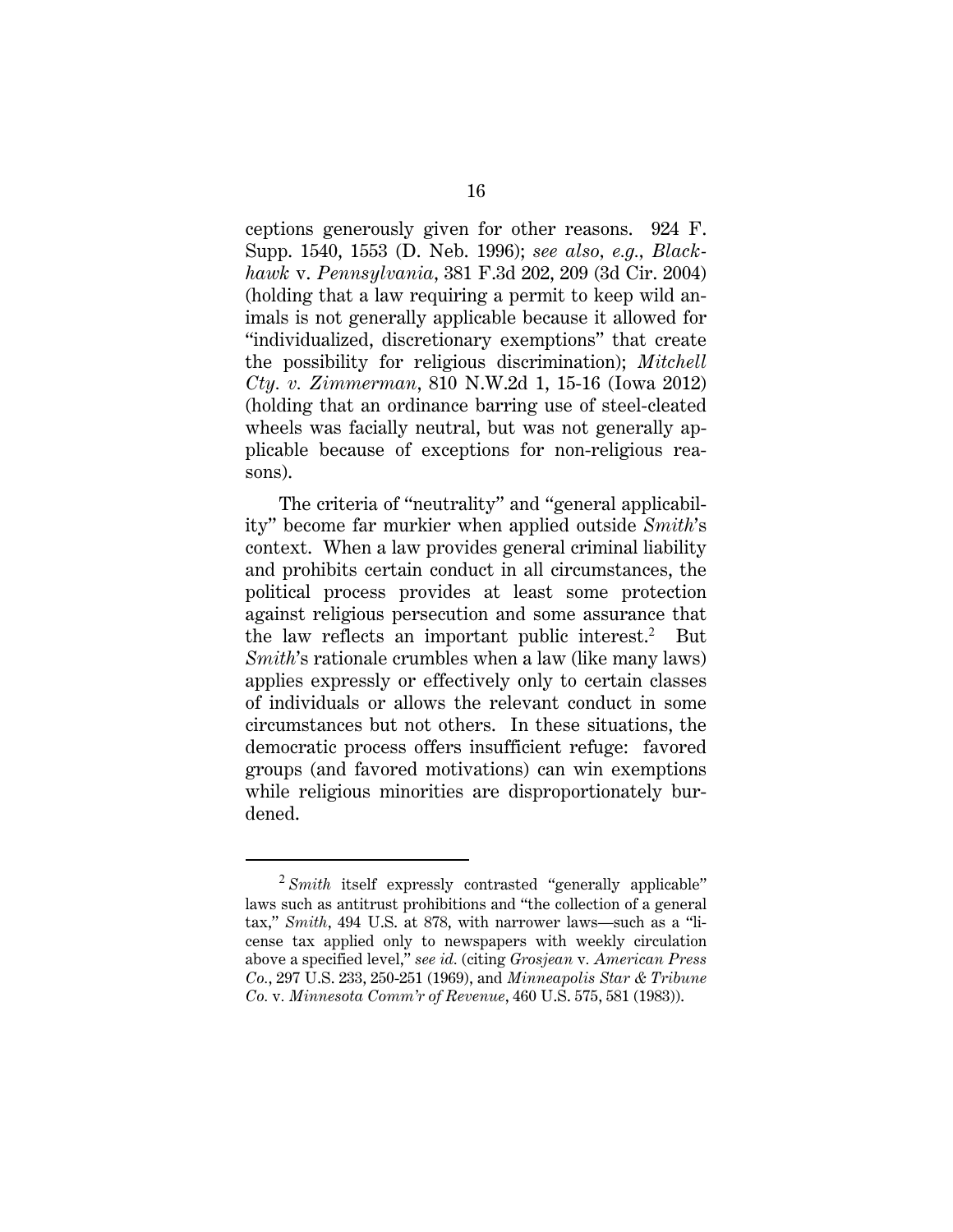ceptions generously given for other reasons. 924 F. Supp. 1540, 1553 (D. Neb. 1996); *see also*, *e.g.*, *Blackhawk* v. *Pennsylvania*, 381 F.3d 202, 209 (3d Cir. 2004) (holding that a law requiring a permit to keep wild animals is not generally applicable because it allowed for "individualized, discretionary exemptions" that create the possibility for religious discrimination); *Mitchell Cty. v. Zimmerman*, 810 N.W.2d 1, 15-16 (Iowa 2012) (holding that an ordinance barring use of steel-cleated wheels was facially neutral, but was not generally applicable because of exceptions for non-religious reasons).

The criteria of "neutrality" and "general applicability" become far murkier when applied outside *Smith*'s context. When a law provides general criminal liability and prohibits certain conduct in all circumstances, the political process provides at least some protection against religious persecution and some assurance that the law reflects an important public interest.[2] But *Smith*'s rationale crumbles when a law (like many laws) applies expressly or effectively only to certain classes of individuals or allows the relevant conduct in some circumstances but not others. In these situations, the democratic process offers insufficient refuge: favored groups (and favored motivations) can win exemptions while religious minorities are disproportionately burdened.

---

[2] *Smith* itself expressly contrasted "generally applicable" laws such as antitrust prohibitions and "the collection of a general tax," *Smith*, 494 U.S. at 878, with narrower laws—such as a "license tax applied only to newspapers with weekly circulation above a specified level," *see id.* (citing *Grosjean* v. *American Press Co.*, 297 U.S. 233, 250-251 (1969), and *Minneapolis Star & Tribune Co.* v. *Minnesota Comm'r of Revenue*, 460 U.S. 575, 581 (1983)).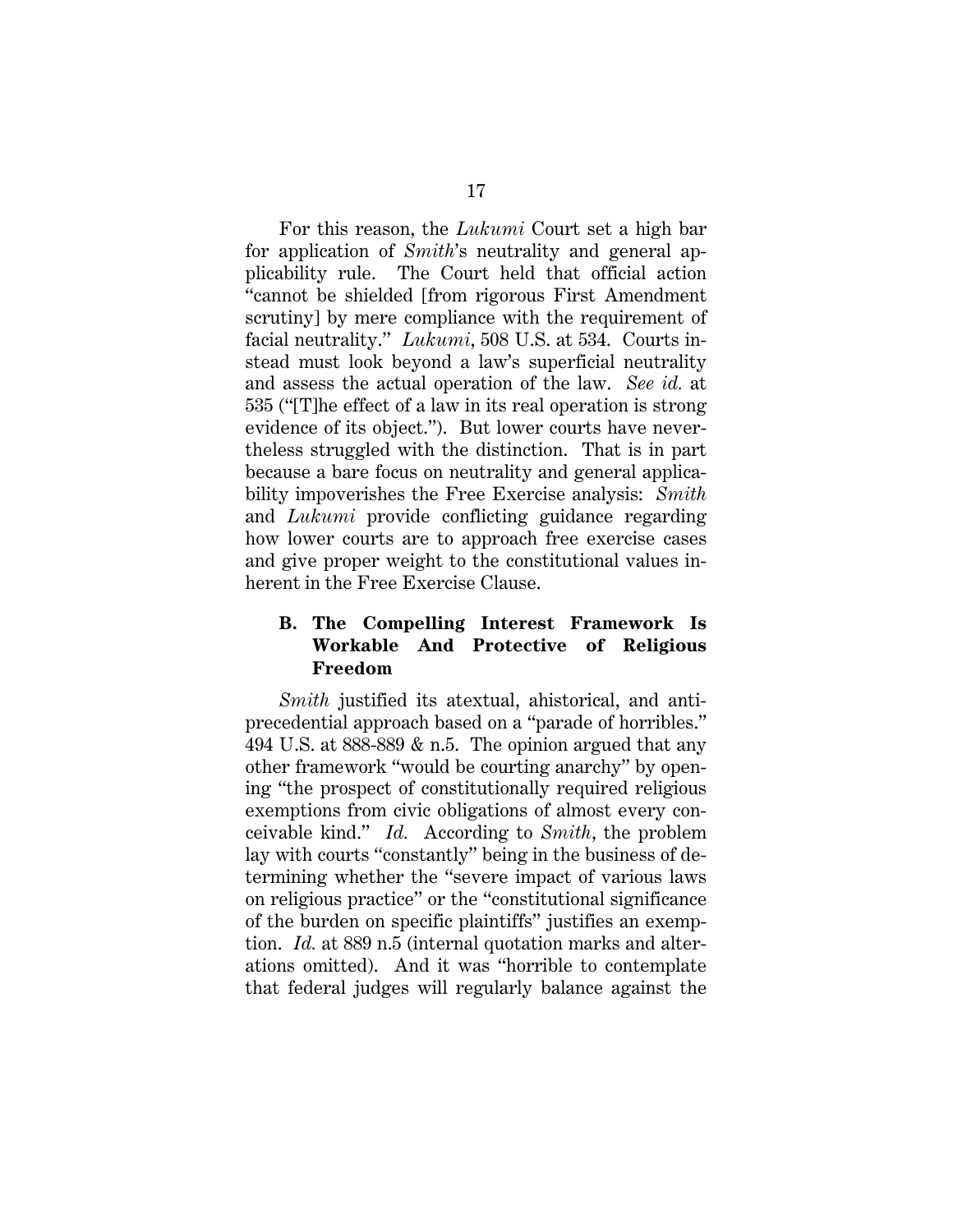For this reason, the *Lukumi* Court set a high bar for application of *Smith*'s neutrality and general applicability rule. The Court held that official action "cannot be shielded [from rigorous First Amendment scrutiny] by mere compliance with the requirement of facial neutrality." *Lukumi*, 508 U.S. at 534. Courts instead must look beyond a law's superficial neutrality and assess the actual operation of the law. *See id.* at 535 ("[T]he effect of a law in its real operation is strong evidence of its object."). But lower courts have nevertheless struggled with the distinction. That is in part because a bare focus on neutrality and general applicability impoverishes the Free Exercise analysis: *Smith* and *Lukumi* provide conflicting guidance regarding how lower courts are to approach free exercise cases and give proper weight to the constitutional values inherent in the Free Exercise Clause.

### B. The Compelling Interest Framework Is Workable And Protective of Religious Freedom

*Smith* justified its atextual, ahistorical, and anti-precedential approach based on a "parade of horribles." 494 U.S. at 888-889 & n.5. The opinion argued that any other framework "would be courting anarchy" by opening "the prospect of constitutionally required religious exemptions from civic obligations of almost every conceivable kind." *Id.* According to *Smith*, the problem lay with courts "constantly" being in the business of determining whether the "severe impact of various laws on religious practice" or the "constitutional significance of the burden on specific plaintiffs" justifies an exemption. *Id.* at 889 n.5 (internal quotation marks and alterations omitted). And it was "horrible to contemplate that federal judges will regularly balance against the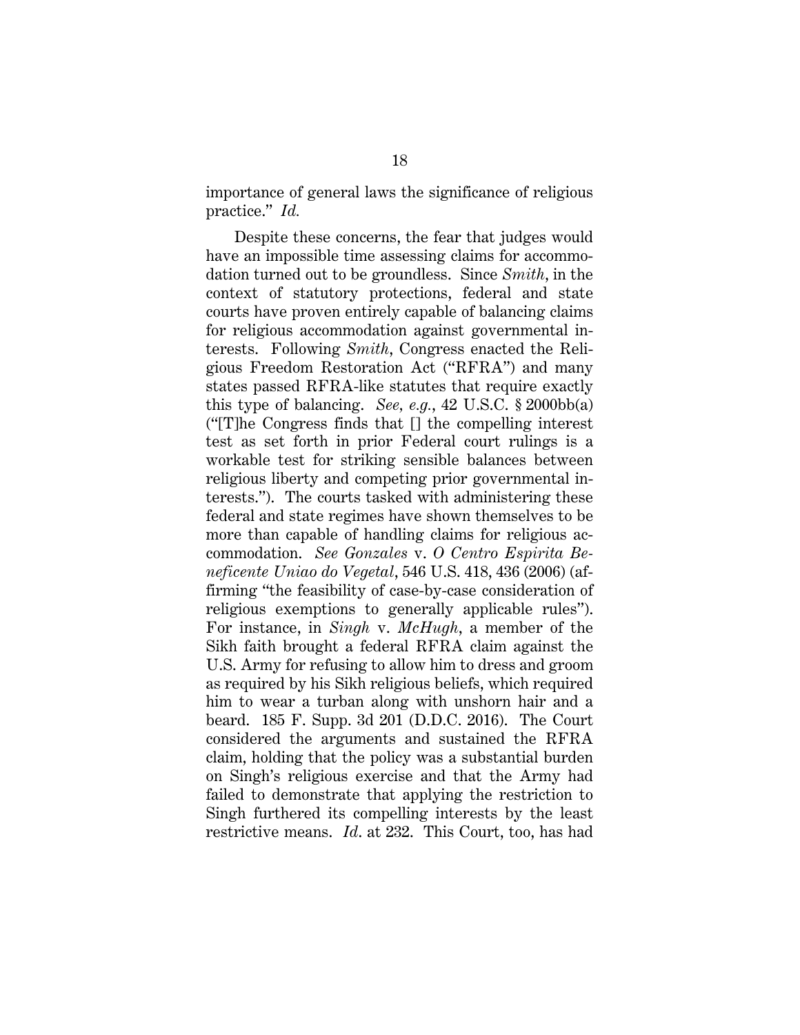importance of general laws the significance of religious practice." *Id.*

Despite these concerns, the fear that judges would have an impossible time assessing claims for accommodation turned out to be groundless. Since *Smith*, in the context of statutory protections, federal and state courts have proven entirely capable of balancing claims for religious accommodation against governmental interests. Following *Smith*, Congress enacted the Religious Freedom Restoration Act ("RFRA") and many states passed RFRA-like statutes that require exactly this type of balancing. *See, e.g.*, 42 U.S.C. § 2000bb(a) ("[T]he Congress finds that [] the compelling interest test as set forth in prior Federal court rulings is a workable test for striking sensible balances between religious liberty and competing prior governmental interests."). The courts tasked with administering these federal and state regimes have shown themselves to be more than capable of handling claims for religious accommodation. *See Gonzales* v. *O Centro Espirita Beneficente Uniao do Vegetal*, 546 U.S. 418, 436 (2006) (affirming "the feasibility of case-by-case consideration of religious exemptions to generally applicable rules"). For instance, in *Singh* v. *McHugh*, a member of the Sikh faith brought a federal RFRA claim against the U.S. Army for refusing to allow him to dress and groom as required by his Sikh religious beliefs, which required him to wear a turban along with unshorn hair and a beard. 185 F. Supp. 3d 201 (D.D.C. 2016). The Court considered the arguments and sustained the RFRA claim, holding that the policy was a substantial burden on Singh's religious exercise and that the Army had failed to demonstrate that applying the restriction to Singh furthered its compelling interests by the least restrictive means. *Id*. at 232. This Court, too, has had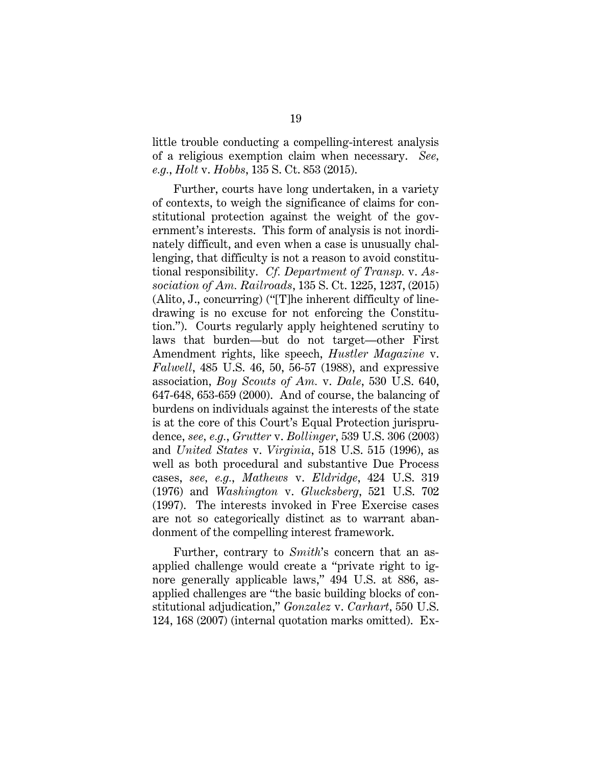little trouble conducting a compelling-interest analysis of a religious exemption claim when necessary. *See, e.g.*, *Holt* v. *Hobbs*, 135 S. Ct. 853 (2015).

Further, courts have long undertaken, in a variety of contexts, to weigh the significance of claims for constitutional protection against the weight of the government's interests. This form of analysis is not inordinately difficult, and even when a case is unusually challenging, that difficulty is not a reason to avoid constitutional responsibility. *Cf. Department of Transp.* v. *Association of Am. Railroads*, 135 S. Ct. 1225, 1237, (2015) (Alito, J., concurring) ("[T]he inherent difficulty of line-drawing is no excuse for not enforcing the Constitution."). Courts regularly apply heightened scrutiny to laws that burden—but do not target—other First Amendment rights, like speech, *Hustler Magazine* v. *Falwell*, 485 U.S. 46, 50, 56-57 (1988), and expressive association, *Boy Scouts of Am.* v. *Dale*, 530 U.S. 640, 647-648, 653-659 (2000). And of course, the balancing of burdens on individuals against the interests of the state is at the core of this Court's Equal Protection jurisprudence, *see, e.g.*, *Grutter* v. *Bollinger*, 539 U.S. 306 (2003) and *United States* v. *Virginia*, 518 U.S. 515 (1996), as well as both procedural and substantive Due Process cases, *see, e.g.*, *Mathews* v. *Eldridge*, 424 U.S. 319 (1976) and *Washington* v. *Glucksberg*, 521 U.S. 702 (1997). The interests invoked in Free Exercise cases are not so categorically distinct as to warrant abandonment of the compelling interest framework.

Further, contrary to *Smith*'s concern that an as-applied challenge would create a "private right to ignore generally applicable laws," 494 U.S. at 886, as-applied challenges are "the basic building blocks of constitutional adjudication," *Gonzalez* v. *Carhart*, 550 U.S. 124, 168 (2007) (internal quotation marks omitted). Ex-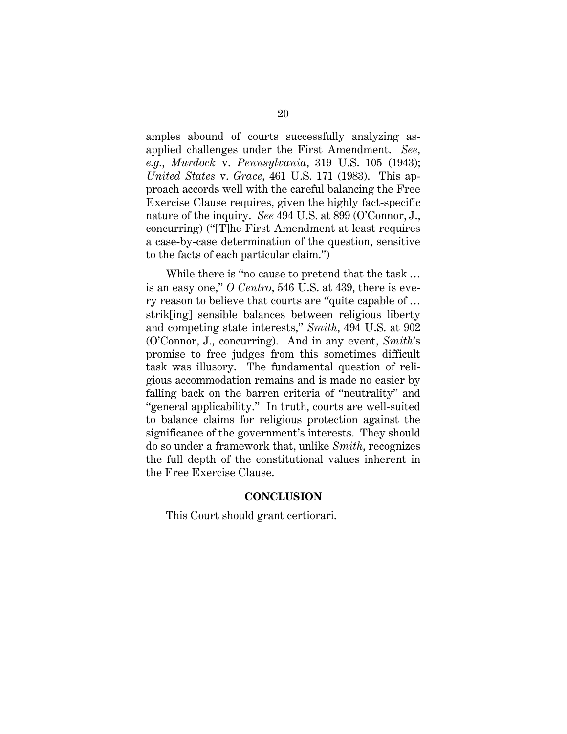amples abound of courts successfully analyzing as-applied challenges under the First Amendment. *See, e.g.*, *Murdock* v. *Pennsylvania*, 319 U.S. 105 (1943); *United States* v. *Grace*, 461 U.S. 171 (1983). This approach accords well with the careful balancing the Free Exercise Clause requires, given the highly fact-specific nature of the inquiry. *See* 494 U.S. at 899 (O'Connor, J., concurring) ("[T]he First Amendment at least requires a case-by-case determination of the question, sensitive to the facts of each particular claim.")

While there is "no cause to pretend that the task … is an easy one," *O Centro*, 546 U.S. at 439, there is every reason to believe that courts are "quite capable of … strik[ing] sensible balances between religious liberty and competing state interests," *Smith*, 494 U.S. at 902 (O'Connor, J., concurring). And in any event, *Smith*'s promise to free judges from this sometimes difficult task was illusory. The fundamental question of religious accommodation remains and is made no easier by falling back on the barren criteria of "neutrality" and "general applicability." In truth, courts are well-suited to balance claims for religious protection against the significance of the government's interests. They should do so under a framework that, unlike *Smith*, recognizes the full depth of the constitutional values inherent in the Free Exercise Clause.

## CONCLUSION

This Court should grant certiorari.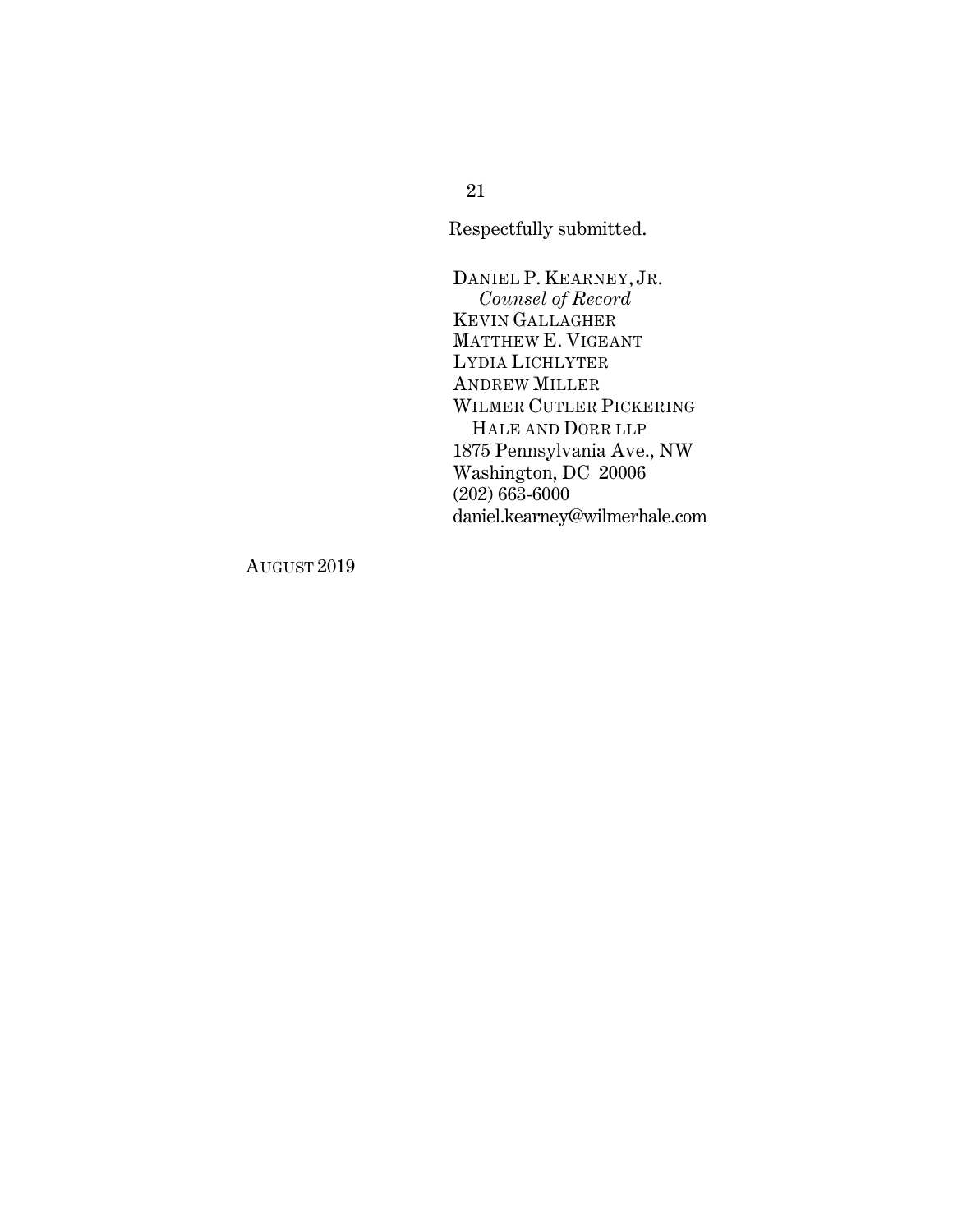Respectfully submitted.

DANIEL P. KEARNEY, JR.
*Counsel of Record*
KEVIN GALLAGHER
MATTHEW E. VIGEANT
LYDIA LICHLYTER
ANDREW MILLER
WILMER CUTLER PICKERING
HALE AND DORR LLP
1875 Pennsylvania Ave., NW
Washington, DC 20006
(202) 663-6000
daniel.kearney@wilmerhale.com

AUGUST 2019